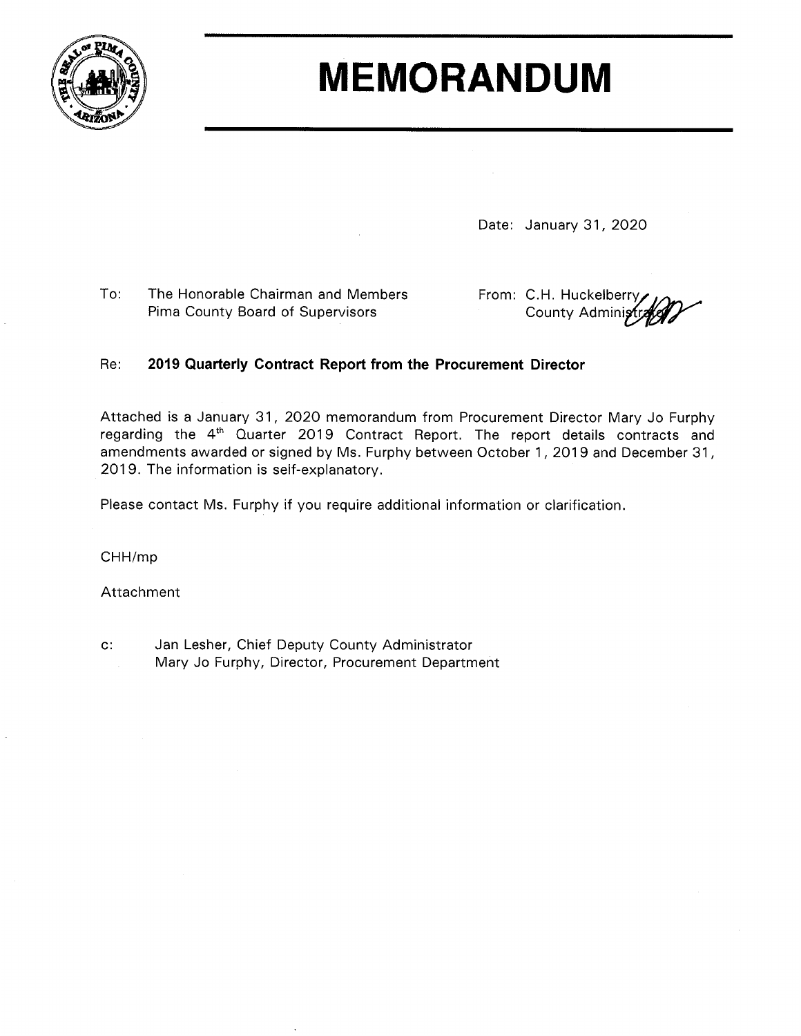# MEMORANDUM

Date: January 31, 2020

To: The Honorable Chairman and Members
Pima County Board of Supervisors

From: C.H. Huckelberry
County Administrator

Re: **2019 Quarterly Contract Report from the Procurement Director**

Attached is a January 31, 2020 memorandum from Procurement Director Mary Jo Furphy regarding the 4th Quarter 2019 Contract Report. The report details contracts and amendments awarded or signed by Ms. Furphy between October 1, 2019 and December 31, 2019. The information is self-explanatory.

Please contact Ms. Furphy if you require additional information or clarification.

CHH/mp

Attachment

c: Jan Lesher, Chief Deputy County Administrator
Mary Jo Furphy, Director, Procurement Department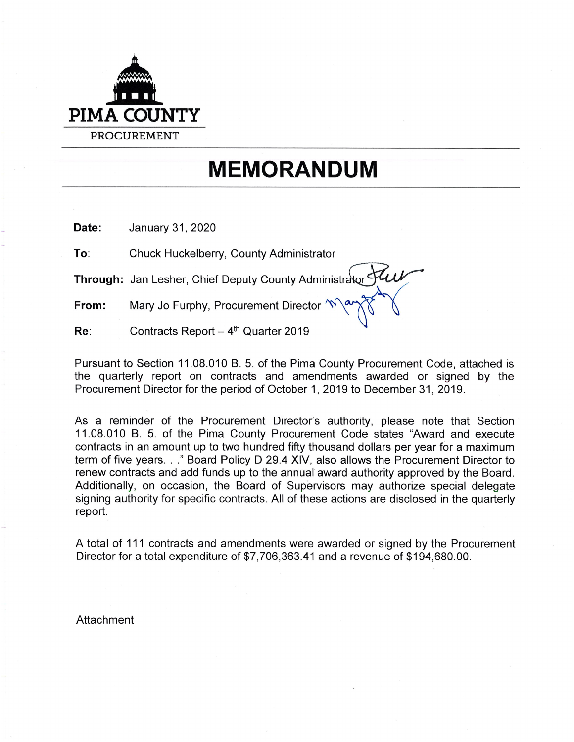PIMA COUNTY

PROCUREMENT

# MEMORANDUM

**Date:** January 31, 2020

**To**: Chuck Huckelberry, County Administrator

**Through:** Jan Lesher, Chief Deputy County Administrator

**From:** Mary Jo Furphy, Procurement Director

**Re**: Contracts Report – 4th Quarter 2019

Pursuant to Section 11.08.010 B. 5. of the Pima County Procurement Code, attached is the quarterly report on contracts and amendments awarded or signed by the Procurement Director for the period of October 1, 2019 to December 31, 2019.

As a reminder of the Procurement Director's authority, please note that Section 11.08.010 B. 5. of the Pima County Procurement Code states "Award and execute contracts in an amount up to two hundred fifty thousand dollars per year for a maximum term of five years. . ." Board Policy D 29.4 XIV, also allows the Procurement Director to renew contracts and add funds up to the annual award authority approved by the Board. Additionally, on occasion, the Board of Supervisors may authorize special delegate signing authority for specific contracts. All of these actions are disclosed in the quarterly report.

A total of 111 contracts and amendments were awarded or signed by the Procurement Director for a total expenditure of $7,706,363.41 and a revenue of $194,680.00.

Attachment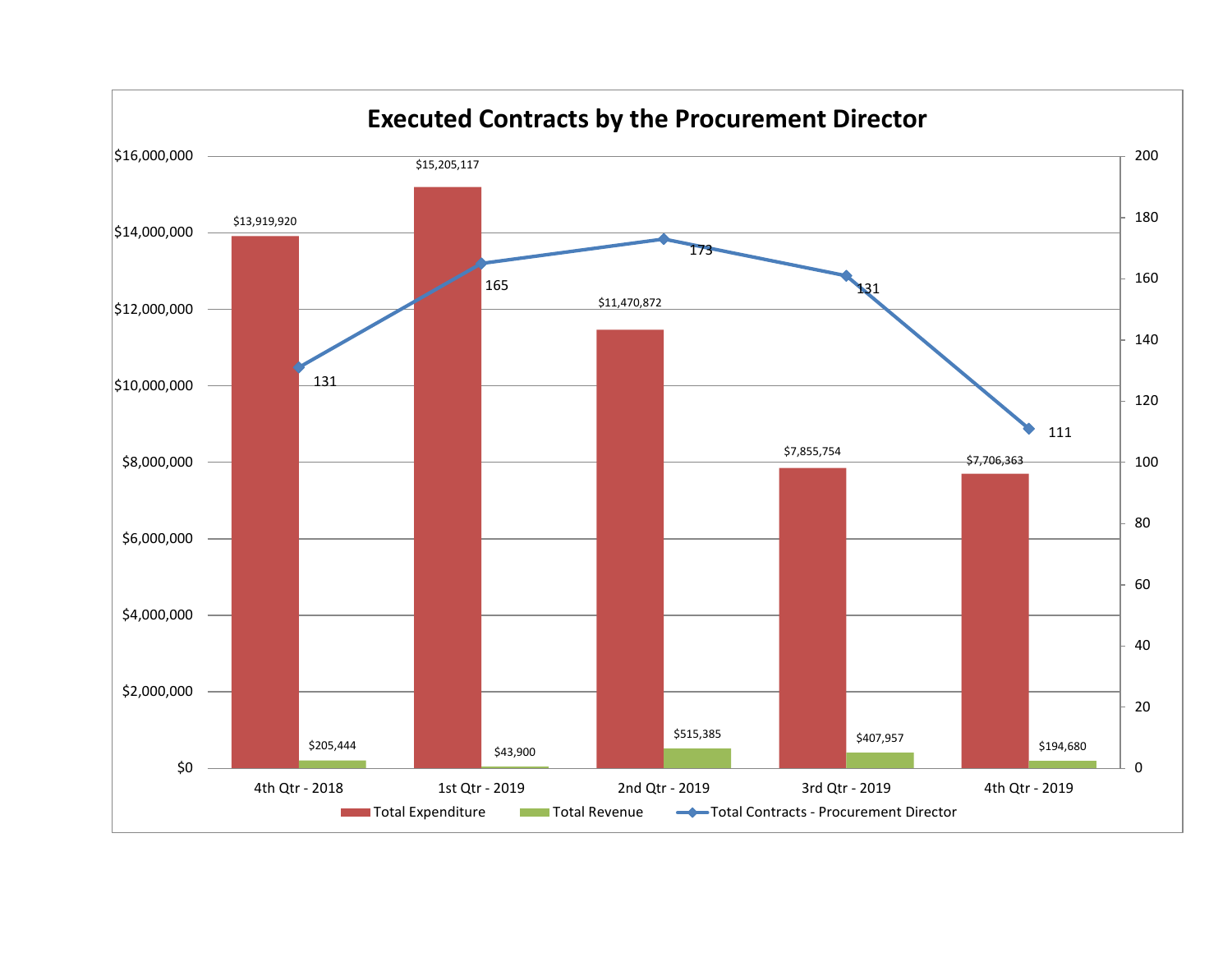# Executed Contracts by the Procurement Director

$16,000,000
$14,000,000
$12,000,000
$10,000,000
$8,000,000
$6,000,000
$4,000,000
$2,000,000
$0

200
180
160
140
120
100
80
60
40
20
0

$13,919,920
$205,444
131

$15,205,117
$43,900
165

$11,470,872
$515,385
173

$7,855,754
$407,957
131

$7,706,363
$194,680
111

4th Qtr - 2018
1st Qtr - 2019
2nd Qtr - 2019
3rd Qtr - 2019
4th Qtr - 2019

Total Expenditure
Total Revenue
Total Contracts - Procurement Director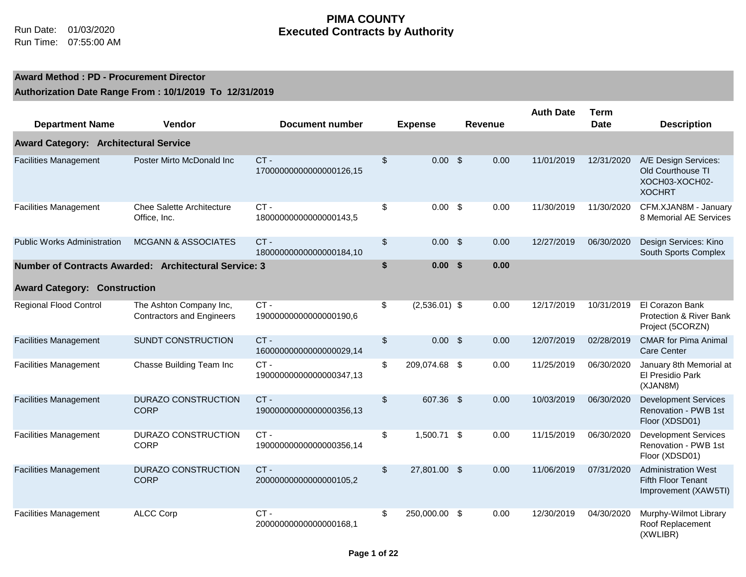Run Date: 01/03/2020
Run Time: 07:55:00 AM

# PIMA COUNTY
## Executed Contracts by Authority

**Award Method : PD - Procurement Director**

**Authorization Date Range From : 10/1/2019 To 12/31/2019**

| Department Name | Vendor | Document number | Expense | Revenue | Auth Date | Term Date | Description |
|---|---|---|---|---|---|---|---|
| **Award Category: Architectural Service** | | | | | | | |
| Facilities Management | Poster Mirto McDonald Inc | CT - 17000000000000000126,15 | $ 0.00 | $ 0.00 | 11/01/2019 | 12/31/2020 | A/E Design Services: Old Courthouse TI XOCH03-XOCH02-XOCHRT |
| Facilities Management | Chee Salette Architecture Office, Inc. | CT - 18000000000000000143,5 | $ 0.00 | $ 0.00 | 11/30/2019 | 11/30/2020 | CFM.XJAN8M - January 8 Memorial AE Services |
| Public Works Administration | MCGANN & ASSOCIATES | CT - 18000000000000000184,10 | $ 0.00 | $ 0.00 | 12/27/2019 | 06/30/2020 | Design Services: Kino South Sports Complex |
| **Number of Contracts Awarded: Architectural Service: 3** | | | **$ 0.00** | **$ 0.00** | | | |
| **Award Category: Construction** | | | | | | | |
| Regional Flood Control | The Ashton Company Inc, Contractors and Engineers | CT - 19000000000000000190,6 | $ (2,536.01) | $ 0.00 | 12/17/2019 | 10/31/2019 | El Corazon Bank Protection & River Bank Project (5CORZN) |
| Facilities Management | SUNDT CONSTRUCTION | CT - 16000000000000000029,14 | $ 0.00 | $ 0.00 | 12/07/2019 | 02/28/2019 | CMAR for Pima Animal Care Center |
| Facilities Management | Chasse Building Team Inc | CT - 19000000000000000347,13 | $ 209,074.68 | $ 0.00 | 11/25/2019 | 06/30/2020 | January 8th Memorial at El Presidio Park (XJAN8M) |
| Facilities Management | DURAZO CONSTRUCTION CORP | CT - 19000000000000000356,13 | $ 607.36 | $ 0.00 | 10/03/2019 | 06/30/2020 | Development Services Renovation - PWB 1st Floor (XDSD01) |
| Facilities Management | DURAZO CONSTRUCTION CORP | CT - 19000000000000000356,14 | $ 1,500.71 | $ 0.00 | 11/15/2019 | 06/30/2020 | Development Services Renovation - PWB 1st Floor (XDSD01) |
| Facilities Management | DURAZO CONSTRUCTION CORP | CT - 20000000000000000105,2 | $ 27,801.00 | $ 0.00 | 11/06/2019 | 07/31/2020 | Administration West Fifth Floor Tenant Improvement (XAW5TI) |
| Facilities Management | ALCC Corp | CT - 20000000000000000168,1 | $ 250,000.00 | $ 0.00 | 12/30/2019 | 04/30/2020 | Murphy-Wilmot Library Roof Replacement (XWLIBR) |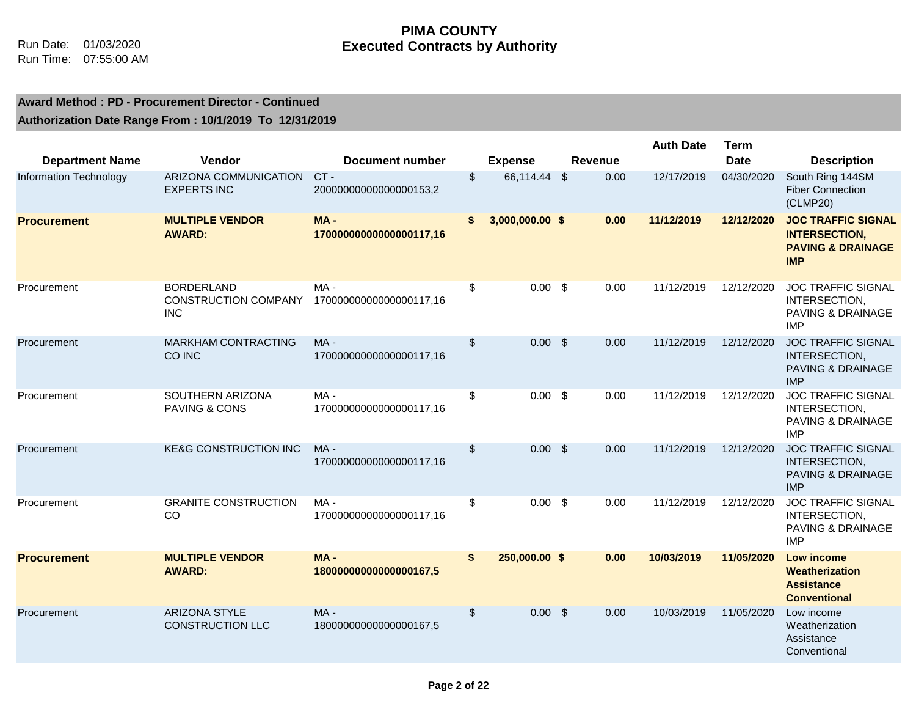# PIMA COUNTY
## Executed Contracts by Authority

Run Date: 01/03/2020
Run Time: 07:55:00 AM

**Award Method : PD - Procurement Director - Continued**

**Authorization Date Range From : 10/1/2019 To 12/31/2019**

| Department Name | Vendor | Document number | Expense | Revenue | Auth Date | Term Date | Description |
|---|---|---|---|---|---|---|---|
| Information Technology | ARIZONA COMMUNICATION EXPERTS INC | CT - 20000000000000000153,2 | $ 66,114.44 | $ 0.00 | 12/17/2019 | 04/30/2020 | South Ring 144SM Fiber Connection (CLMP20) |
| **Procurement** | **MULTIPLE VENDOR AWARD:** | **MA - 17000000000000000117,16** | **$ 3,000,000.00** | **$ 0.00** | **11/12/2019** | **12/12/2020** | **JOC TRAFFIC SIGNAL INTERSECTION, PAVING & DRAINAGE IMP** |
| Procurement | BORDERLAND CONSTRUCTION COMPANY INC | MA - 17000000000000000117,16 | $ 0.00 | $ 0.00 | 11/12/2019 | 12/12/2020 | JOC TRAFFIC SIGNAL INTERSECTION, PAVING & DRAINAGE IMP |
| Procurement | MARKHAM CONTRACTING CO INC | MA - 17000000000000000117,16 | $ 0.00 | $ 0.00 | 11/12/2019 | 12/12/2020 | JOC TRAFFIC SIGNAL INTERSECTION, PAVING & DRAINAGE IMP |
| Procurement | SOUTHERN ARIZONA PAVING & CONS | MA - 17000000000000000117,16 | $ 0.00 | $ 0.00 | 11/12/2019 | 12/12/2020 | JOC TRAFFIC SIGNAL INTERSECTION, PAVING & DRAINAGE IMP |
| Procurement | KE&G CONSTRUCTION INC | MA - 17000000000000000117,16 | $ 0.00 | $ 0.00 | 11/12/2019 | 12/12/2020 | JOC TRAFFIC SIGNAL INTERSECTION, PAVING & DRAINAGE IMP |
| Procurement | GRANITE CONSTRUCTION CO | MA - 17000000000000000117,16 | $ 0.00 | $ 0.00 | 11/12/2019 | 12/12/2020 | JOC TRAFFIC SIGNAL INTERSECTION, PAVING & DRAINAGE IMP |
| **Procurement** | **MULTIPLE VENDOR AWARD:** | **MA - 18000000000000000167,5** | **$ 250,000.00** | **$ 0.00** | **10/03/2019** | **11/05/2020** | **Low income Weatherization Assistance Conventional** |
| Procurement | ARIZONA STYLE CONSTRUCTION LLC | MA - 18000000000000000167,5 | $ 0.00 | $ 0.00 | 10/03/2019 | 11/05/2020 | Low income Weatherization Assistance Conventional |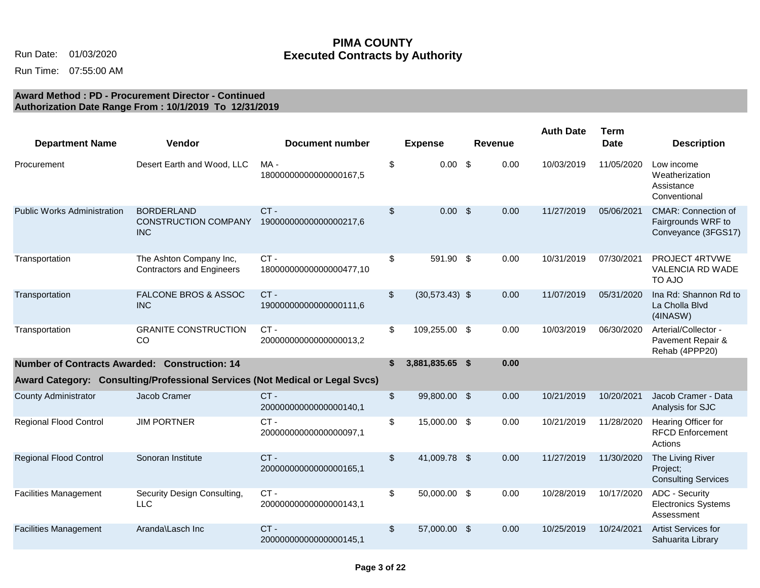# PIMA COUNTY
## Executed Contracts by Authority

Run Date: 01/03/2020

Run Time: 07:55:00 AM

**Award Method : PD - Procurement Director - Continued**
**Authorization Date Range From : 10/1/2019 To 12/31/2019**

| Department Name | Vendor | Document number | Expense | Revenue | Auth Date | Term Date | Description |
|---|---|---|---|---|---|---|---|
| Procurement | Desert Earth and Wood, LLC | MA - 18000000000000000167,5 | $ 0.00 | $ 0.00 | 10/03/2019 | 11/05/2020 | Low income Weatherization Assistance Conventional |
| Public Works Administration | BORDERLAND CONSTRUCTION COMPANY INC | CT - 19000000000000000217,6 | $ 0.00 | $ 0.00 | 11/27/2019 | 05/06/2021 | CMAR: Connection of Fairgrounds WRF to Conveyance (3FGS17) |
| Transportation | The Ashton Company Inc, Contractors and Engineers | CT - 18000000000000000477,10 | $ 591.90 | $ 0.00 | 10/31/2019 | 07/30/2021 | PROJECT 4RTVWE VALENCIA RD WADE TO AJO |
| Transportation | FALCONE BROS & ASSOC INC | CT - 19000000000000000111,6 | $ (30,573.43) | $ 0.00 | 11/07/2019 | 05/31/2020 | Ina Rd: Shannon Rd to La Cholla Blvd (4INASW) |
| Transportation | GRANITE CONSTRUCTION CO | CT - 20000000000000000013,2 | $ 109,255.00 | $ 0.00 | 10/03/2019 | 06/30/2020 | Arterial/Collector - Pavement Repair & Rehab (4PPP20) |
| **Number of Contracts Awarded: Construction: 14** | | | **$ 3,881,835.65** | **$ 0.00** | | | |
| **Award Category: Consulting/Professional Services (Not Medical or Legal Svcs)** | | | | | | | |
| County Administrator | Jacob Cramer | CT - 20000000000000000140,1 | $ 99,800.00 | $ 0.00 | 10/21/2019 | 10/20/2021 | Jacob Cramer - Data Analysis for SJC |
| Regional Flood Control | JIM PORTNER | CT - 20000000000000000097,1 | $ 15,000.00 | $ 0.00 | 10/21/2019 | 11/28/2020 | Hearing Officer for RFCD Enforcement Actions |
| Regional Flood Control | Sonoran Institute | CT - 20000000000000000165,1 | $ 41,009.78 | $ 0.00 | 11/27/2019 | 11/30/2020 | The Living River Project; Consulting Services |
| Facilities Management | Security Design Consulting, LLC | CT - 20000000000000000143,1 | $ 50,000.00 | $ 0.00 | 10/28/2019 | 10/17/2020 | ADC - Security Electronics Systems Assessment |
| Facilities Management | Aranda\Lasch Inc | CT - 20000000000000000145,1 | $ 57,000.00 | $ 0.00 | 10/25/2019 | 10/24/2021 | Artist Services for Sahuarita Library |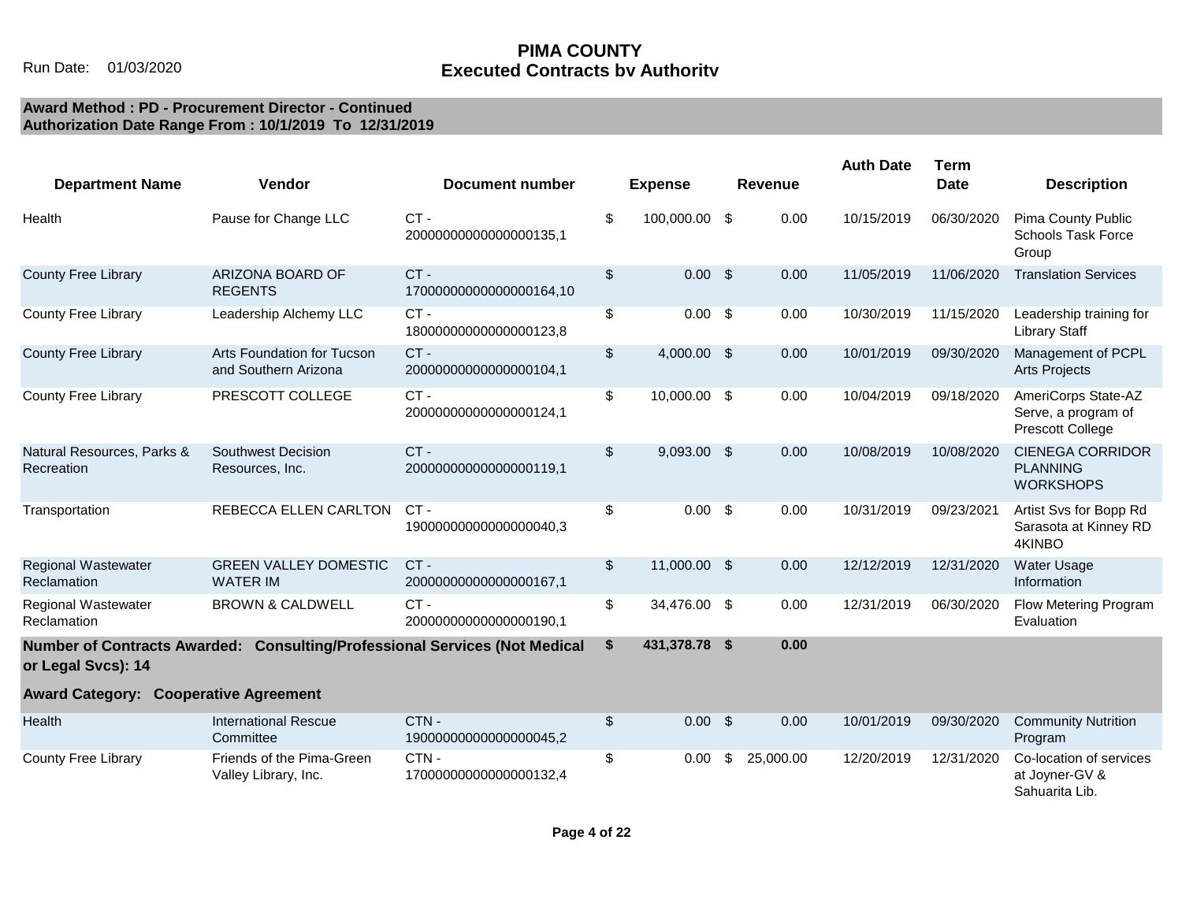## PIMA COUNTY
## Executed Contracts by Authority

Run Date: 01/03/2020

**Award Method : PD - Procurement Director - Continued**
**Authorization Date Range From : 10/1/2019 To 12/31/2019**

| Department Name | Vendor | Document number | Expense | Revenue | Auth Date | Term Date | Description |
|---|---|---|---|---|---|---|---|
| Health | Pause for Change LLC | CT - 20000000000000000135,1 | $ 100,000.00 | $ 0.00 | 10/15/2019 | 06/30/2020 | Pima County Public Schools Task Force Group |
| County Free Library | ARIZONA BOARD OF REGENTS | CT - 17000000000000000164,10 | $ 0.00 | $ 0.00 | 11/05/2019 | 11/06/2020 | Translation Services |
| County Free Library | Leadership Alchemy LLC | CT - 18000000000000000123,8 | $ 0.00 | $ 0.00 | 10/30/2019 | 11/15/2020 | Leadership training for Library Staff |
| County Free Library | Arts Foundation for Tucson and Southern Arizona | CT - 20000000000000000104,1 | $ 4,000.00 | $ 0.00 | 10/01/2019 | 09/30/2020 | Management of PCPL Arts Projects |
| County Free Library | PRESCOTT COLLEGE | CT - 20000000000000000124,1 | $ 10,000.00 | $ 0.00 | 10/04/2019 | 09/18/2020 | AmeriCorps State-AZ Serve, a program of Prescott College |
| Natural Resources, Parks & Recreation | Southwest Decision Resources, Inc. | CT - 20000000000000000119,1 | $ 9,093.00 | $ 0.00 | 10/08/2019 | 10/08/2020 | CIENEGA CORRIDOR PLANNING WORKSHOPS |
| Transportation | REBECCA ELLEN CARLTON | CT - 19000000000000000040,3 | $ 0.00 | $ 0.00 | 10/31/2019 | 09/23/2021 | Artist Svs for Bopp Rd Sarasota at Kinney RD 4KINBO |
| Regional Wastewater Reclamation | GREEN VALLEY DOMESTIC WATER IM | CT - 20000000000000000167,1 | $ 11,000.00 | $ 0.00 | 12/12/2019 | 12/31/2020 | Water Usage Information |
| Regional Wastewater Reclamation | BROWN & CALDWELL | CT - 20000000000000000190,1 | $ 34,476.00 | $ 0.00 | 12/31/2019 | 06/30/2020 | Flow Metering Program Evaluation |
| **Number of Contracts Awarded: Consulting/Professional Services (Not Medical or Legal Svcs): 14** | | | **$ 431,378.78** | **$ 0.00** | | | |

**Award Category: Cooperative Agreement**

| Department Name | Vendor | Document number | Expense | Revenue | Auth Date | Term Date | Description |
|---|---|---|---|---|---|---|---|
| Health | International Rescue Committee | CTN - 19000000000000000045,2 | $ 0.00 | $ 0.00 | 10/01/2019 | 09/30/2020 | Community Nutrition Program |
| County Free Library | Friends of the Pima-Green Valley Library, Inc. | CTN - 17000000000000000132,4 | $ 0.00 | $ 25,000.00 | 12/20/2019 | 12/31/2020 | Co-location of services at Joyner-GV & Sahuarita Lib. |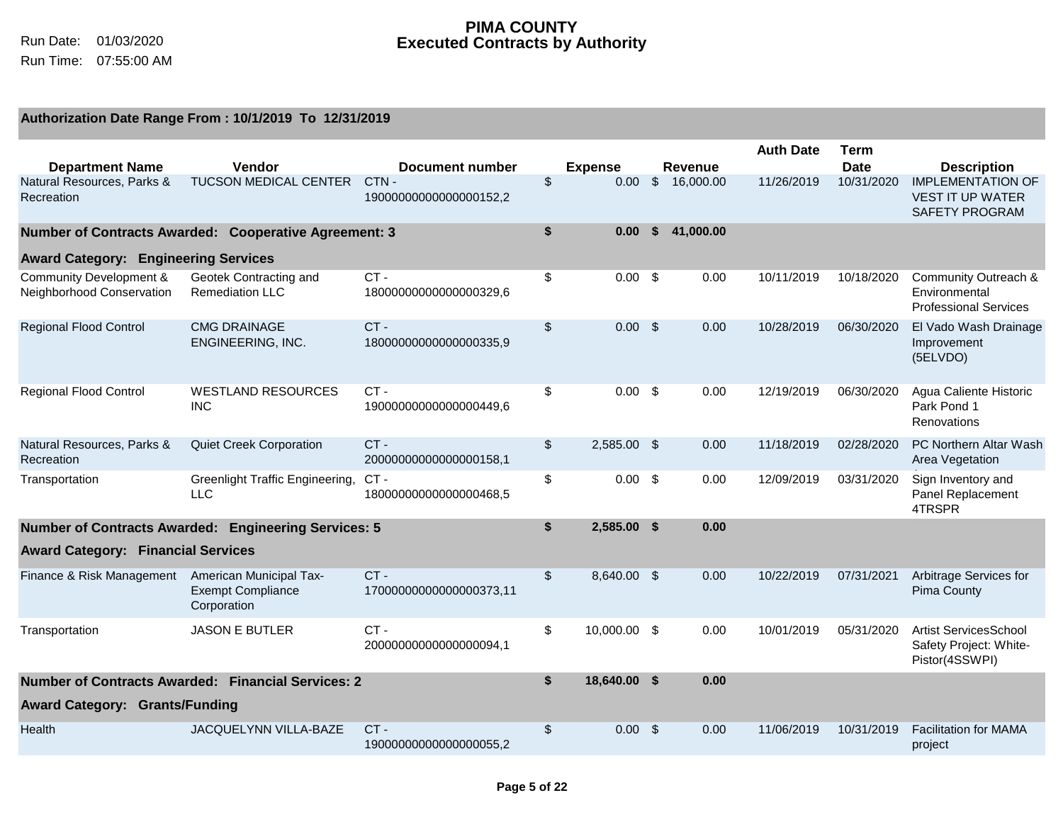# PIMA COUNTY
## Executed Contracts by Authority

Run Date: 01/03/2020
Run Time: 07:55:00 AM

**Authorization Date Range From : 10/1/2019 To 12/31/2019**

| Department Name | Vendor | Document number | Expense | Revenue | Auth Date | Term Date | Description |
|---|---|---|---|---|---|---|---|
| Natural Resources, Parks & Recreation | TUCSON MEDICAL CENTER | CTN - 19000000000000000152,2 | $ 0.00 | $ 16,000.00 | 11/26/2019 | 10/31/2020 | IMPLEMENTATION OF VEST IT UP WATER SAFETY PROGRAM |
| **Number of Contracts Awarded: Cooperative Agreement: 3** | | | **$ 0.00** | **$ 41,000.00** | | | |
| **Award Category: Engineering Services** | | | | | | | |
| Community Development & Neighborhood Conservation | Geotek Contracting and Remediation LLC | CT - 18000000000000000329,6 | $ 0.00 | $ 0.00 | 10/11/2019 | 10/18/2020 | Community Outreach & Environmental Professional Services |
| Regional Flood Control | CMG DRAINAGE ENGINEERING, INC. | CT - 18000000000000000335,9 | $ 0.00 | $ 0.00 | 10/28/2019 | 06/30/2020 | El Vado Wash Drainage Improvement (5ELVDO) |
| Regional Flood Control | WESTLAND RESOURCES INC | CT - 19000000000000000449,6 | $ 0.00 | $ 0.00 | 12/19/2019 | 06/30/2020 | Agua Caliente Historic Park Pond 1 Renovations |
| Natural Resources, Parks & Recreation | Quiet Creek Corporation | CT - 20000000000000000158,1 | $ 2,585.00 | $ 0.00 | 11/18/2019 | 02/28/2020 | PC Northern Altar Wash Area Vegetation |
| Transportation | Greenlight Traffic Engineering, LLC | CT - 18000000000000000468,5 | $ 0.00 | $ 0.00 | 12/09/2019 | 03/31/2020 | Sign Inventory and Panel Replacement 4TRSPR |
| **Number of Contracts Awarded: Engineering Services: 5** | | | **$ 2,585.00** | **$ 0.00** | | | |
| **Award Category: Financial Services** | | | | | | | |
| Finance & Risk Management | American Municipal Tax-Exempt Compliance Corporation | CT - 17000000000000000373,11 | $ 8,640.00 | $ 0.00 | 10/22/2019 | 07/31/2021 | Arbitrage Services for Pima County |
| Transportation | JASON E BUTLER | CT - 20000000000000000094,1 | $ 10,000.00 | $ 0.00 | 10/01/2019 | 05/31/2020 | Artist ServicesSchool Safety Project: White-Pistor(4SSWPI) |
| **Number of Contracts Awarded: Financial Services: 2** | | | **$ 18,640.00** | **$ 0.00** | | | |
| **Award Category: Grants/Funding** | | | | | | | |
| Health | JACQUELYNN VILLA-BAZE | CT - 19000000000000000055,2 | $ 0.00 | $ 0.00 | 11/06/2019 | 10/31/2019 | Facilitation for MAMA project |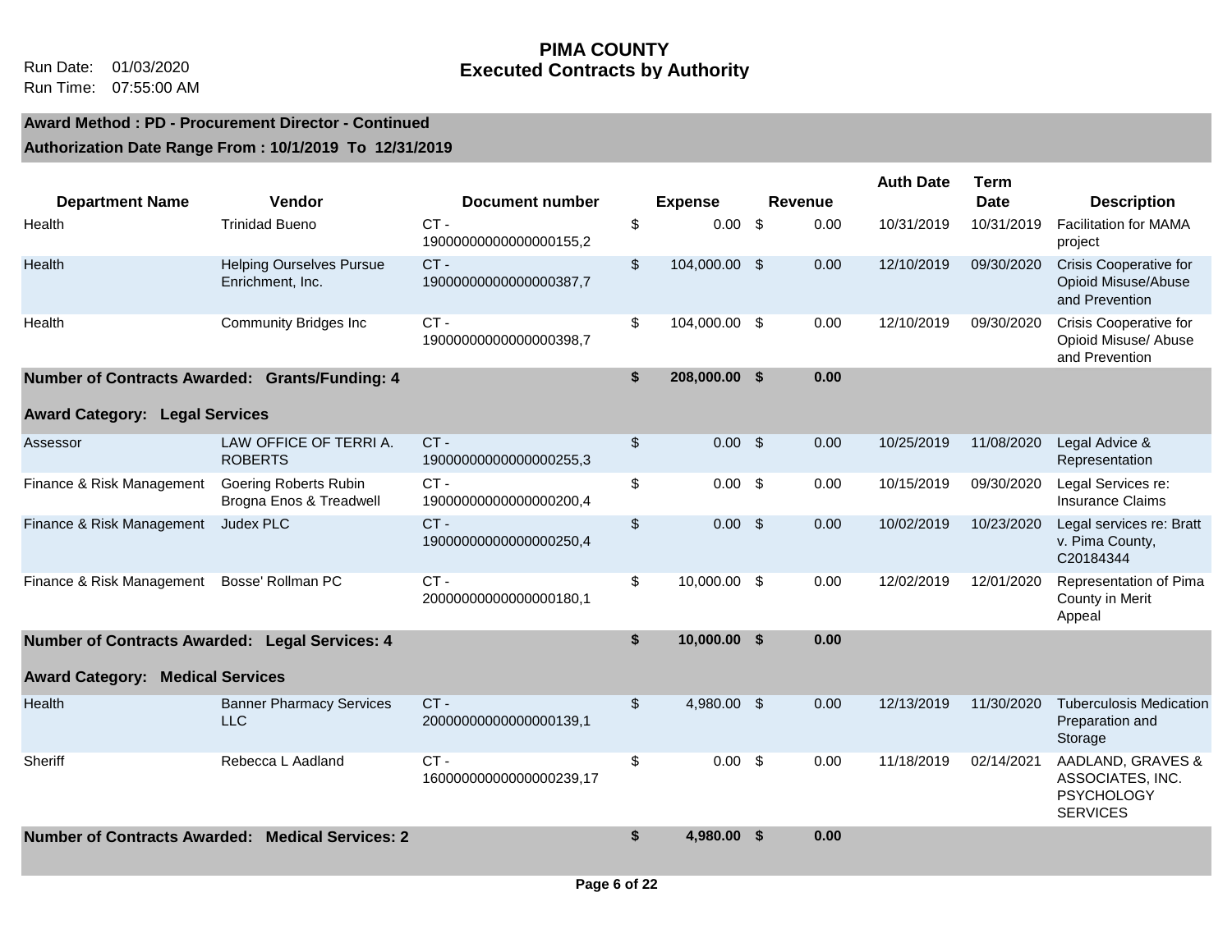## Award Method : PD - Procurement Director - Continued

**Authorization Date Range From : 10/1/2019 To 12/31/2019**

| Department Name | Vendor | Document number | Expense | Revenue | Auth Date | Term Date | Description |
|---|---|---|---|---|---|---|---|
| Health | Trinidad Bueno | CT - 19000000000000000155,2 | $ 0.00 | $ 0.00 | 10/31/2019 | 10/31/2019 | Facilitation for MAMA project |
| Health | Helping Ourselves Pursue Enrichment, Inc. | CT - 19000000000000000387,7 | $ 104,000.00 | $ 0.00 | 12/10/2019 | 09/30/2020 | Crisis Cooperative for Opioid Misuse/Abuse and Prevention |
| Health | Community Bridges Inc | CT - 19000000000000000398,7 | $ 104,000.00 | $ 0.00 | 12/10/2019 | 09/30/2020 | Crisis Cooperative for Opioid Misuse/ Abuse and Prevention |
| **Number of Contracts Awarded: Grants/Funding: 4** | | | **$ 208,000.00** | **$ 0.00** | | | |
| **Award Category: Legal Services** | | | | | | | |
| Assessor | LAW OFFICE OF TERRI A. ROBERTS | CT - 19000000000000000255,3 | $ 0.00 | $ 0.00 | 10/25/2019 | 11/08/2020 | Legal Advice & Representation |
| Finance & Risk Management | Goering Roberts Rubin Brogna Enos & Treadwell | CT - 19000000000000000200,4 | $ 0.00 | $ 0.00 | 10/15/2019 | 09/30/2020 | Legal Services re: Insurance Claims |
| Finance & Risk Management | Judex PLC | CT - 19000000000000000250,4 | $ 0.00 | $ 0.00 | 10/02/2019 | 10/23/2020 | Legal services re: Bratt v. Pima County, C20184344 |
| Finance & Risk Management | Bosse' Rollman PC | CT - 20000000000000000180,1 | $ 10,000.00 | $ 0.00 | 12/02/2019 | 12/01/2020 | Representation of Pima County in Merit Appeal |
| **Number of Contracts Awarded: Legal Services: 4** | | | **$ 10,000.00** | **$ 0.00** | | | |
| **Award Category: Medical Services** | | | | | | | |
| Health | Banner Pharmacy Services LLC | CT - 20000000000000000139,1 | $ 4,980.00 | $ 0.00 | 12/13/2019 | 11/30/2020 | Tuberculosis Medication Preparation and Storage |
| Sheriff | Rebecca L Aadland | CT - 16000000000000000239,17 | $ 0.00 | $ 0.00 | 11/18/2019 | 02/14/2021 | AADLAND, GRAVES & ASSOCIATES, INC. PSYCHOLOGY SERVICES |
| **Number of Contracts Awarded: Medical Services: 2** | | | **$ 4,980.00** | **$ 0.00** | | | |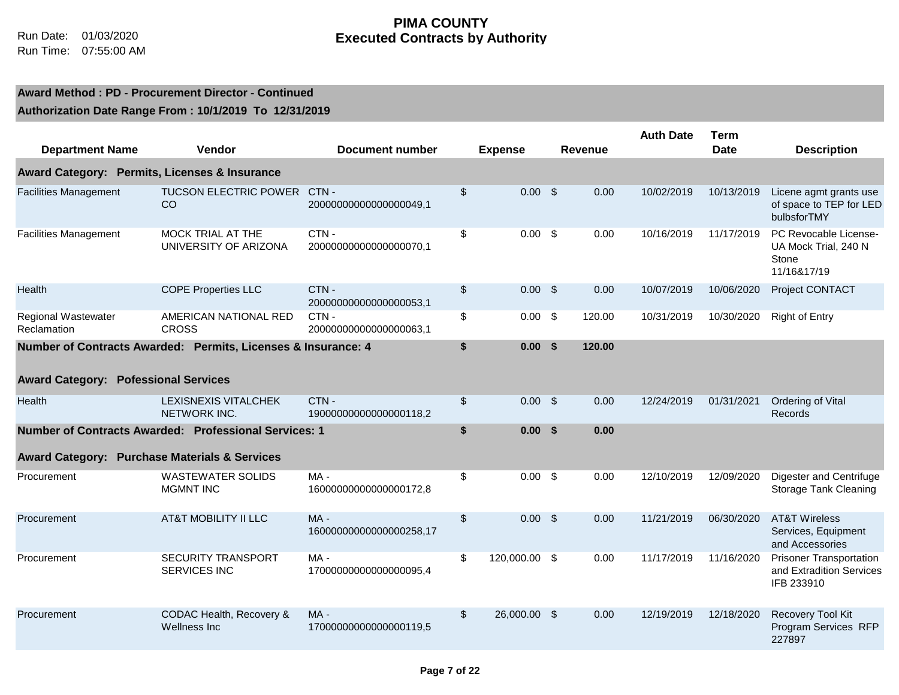# PIMA COUNTY
## Executed Contracts by Authority

Run Date: 01/03/2020
Run Time: 07:55:00 AM

**Award Method : PD - Procurement Director - Continued**
**Authorization Date Range From : 10/1/2019 To 12/31/2019**

| Department Name | Vendor | Document number | Expense | Revenue | Auth Date | Term Date | Description |
|---|---|---|---|---|---|---|---|
| **Award Category: Permits, Licenses & Insurance** | | | | | | | |
| Facilities Management | TUCSON ELECTRIC POWER CO | CTN - 20000000000000000049,1 | $ 0.00 | $ 0.00 | 10/02/2019 | 10/13/2019 | Licene agmt grants use of space to TEP for LED bulbsforTMY |
| Facilities Management | MOCK TRIAL AT THE UNIVERSITY OF ARIZONA | CTN - 20000000000000000070,1 | $ 0.00 | $ 0.00 | 10/16/2019 | 11/17/2019 | PC Revocable License-UA Mock Trial, 240 N Stone 11/16&17/19 |
| Health | COPE Properties LLC | CTN - 20000000000000000053,1 | $ 0.00 | $ 0.00 | 10/07/2019 | 10/06/2020 | Project CONTACT |
| Regional Wastewater Reclamation | AMERICAN NATIONAL RED CROSS | CTN - 20000000000000000063,1 | $ 0.00 | $ 120.00 | 10/31/2019 | 10/30/2020 | Right of Entry |
| **Number of Contracts Awarded: Permits, Licenses & Insurance: 4** | | | **$ 0.00** | **$ 120.00** | | | |
| **Award Category: Pofessional Services** | | | | | | | |
| Health | LEXISNEXIS VITALCHEK NETWORK INC. | CTN - 19000000000000000118,2 | $ 0.00 | $ 0.00 | 12/24/2019 | 01/31/2021 | Ordering of Vital Records |
| **Number of Contracts Awarded: Professional Services: 1** | | | **$ 0.00** | **$ 0.00** | | | |
| **Award Category: Purchase Materials & Services** | | | | | | | |
| Procurement | WASTEWATER SOLIDS MGMNT INC | MA - 16000000000000000172,8 | $ 0.00 | $ 0.00 | 12/10/2019 | 12/09/2020 | Digester and Centrifuge Storage Tank Cleaning |
| Procurement | AT&T MOBILITY II LLC | MA - 16000000000000000258,17 | $ 0.00 | $ 0.00 | 11/21/2019 | 06/30/2020 | AT&T Wireless Services, Equipment and Accessories |
| Procurement | SECURITY TRANSPORT SERVICES INC | MA - 17000000000000000095,4 | $ 120,000.00 | $ 0.00 | 11/17/2019 | 11/16/2020 | Prisoner Transportation and Extradition Services IFB 233910 |
| Procurement | CODAC Health, Recovery & Wellness Inc | MA - 17000000000000000119,5 | $ 26,000.00 | $ 0.00 | 12/19/2019 | 12/18/2020 | Recovery Tool Kit Program Services RFP 227897 |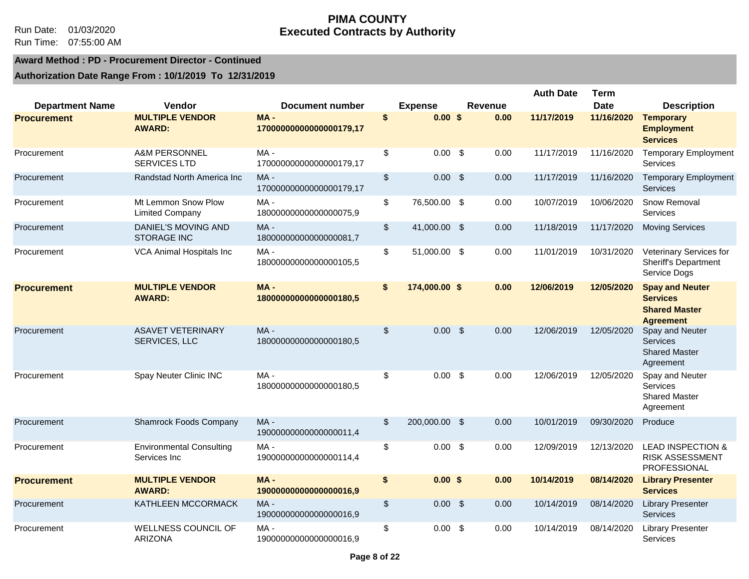Run Date: 01/03/2020
Run Time: 07:55:00 AM

# PIMA COUNTY
## Executed Contracts by Authority

**Award Method : PD - Procurement Director - Continued**

**Authorization Date Range From : 10/1/2019 To 12/31/2019**

| Department Name | Vendor | Document number | Expense | Revenue | Auth Date | Term Date | Description |
|---|---|---|---|---|---|---|---|
| **Procurement** | **MULTIPLE VENDOR AWARD:** | **MA - 17000000000000000179,17** | **$ 0.00** | **$ 0.00** | **11/17/2019** | **11/16/2020** | **Temporary Employment Services** |
| Procurement | A&M PERSONNEL SERVICES LTD | MA - 17000000000000000179,17 | $ 0.00 | $ 0.00 | 11/17/2019 | 11/16/2020 | Temporary Employment Services |
| Procurement | Randstad North America Inc | MA - 17000000000000000179,17 | $ 0.00 | $ 0.00 | 11/17/2019 | 11/16/2020 | Temporary Employment Services |
| Procurement | Mt Lemmon Snow Plow Limited Company | MA - 18000000000000000075,9 | $ 76,500.00 | $ 0.00 | 10/07/2019 | 10/06/2020 | Snow Removal Services |
| Procurement | DANIEL'S MOVING AND STORAGE INC | MA - 18000000000000000081,7 | $ 41,000.00 | $ 0.00 | 11/18/2019 | 11/17/2020 | Moving Services |
| Procurement | VCA Animal Hospitals Inc | MA - 18000000000000000105,5 | $ 51,000.00 | $ 0.00 | 11/01/2019 | 10/31/2020 | Veterinary Services for Sheriff's Department Service Dogs |
| **Procurement** | **MULTIPLE VENDOR AWARD:** | **MA - 18000000000000000180,5** | **$ 174,000.00** | **$ 0.00** | **12/06/2019** | **12/05/2020** | **Spay and Neuter Services Shared Master Agreement** |
| Procurement | ASAVET VETERINARY SERVICES, LLC | MA - 18000000000000000180,5 | $ 0.00 | $ 0.00 | 12/06/2019 | 12/05/2020 | Spay and Neuter Services Shared Master Agreement |
| Procurement | Spay Neuter Clinic INC | MA - 18000000000000000180,5 | $ 0.00 | $ 0.00 | 12/06/2019 | 12/05/2020 | Spay and Neuter Services Shared Master Agreement |
| Procurement | Shamrock Foods Company | MA - 19000000000000000011,4 | $ 200,000.00 | $ 0.00 | 10/01/2019 | 09/30/2020 | Produce |
| Procurement | Environmental Consulting Services Inc | MA - 19000000000000000114,4 | $ 0.00 | $ 0.00 | 12/09/2019 | 12/13/2020 | LEAD INSPECTION & RISK ASSESSMENT PROFESSIONAL |
| **Procurement** | **MULTIPLE VENDOR AWARD:** | **MA - 19000000000000000016,9** | **$ 0.00** | **$ 0.00** | **10/14/2019** | **08/14/2020** | **Library Presenter Services** |
| Procurement | KATHLEEN MCCORMACK | MA - 19000000000000000016,9 | $ 0.00 | $ 0.00 | 10/14/2019 | 08/14/2020 | Library Presenter Services |
| Procurement | WELLNESS COUNCIL OF ARIZONA | MA - 19000000000000000016,9 | $ 0.00 | $ 0.00 | 10/14/2019 | 08/14/2020 | Library Presenter Services |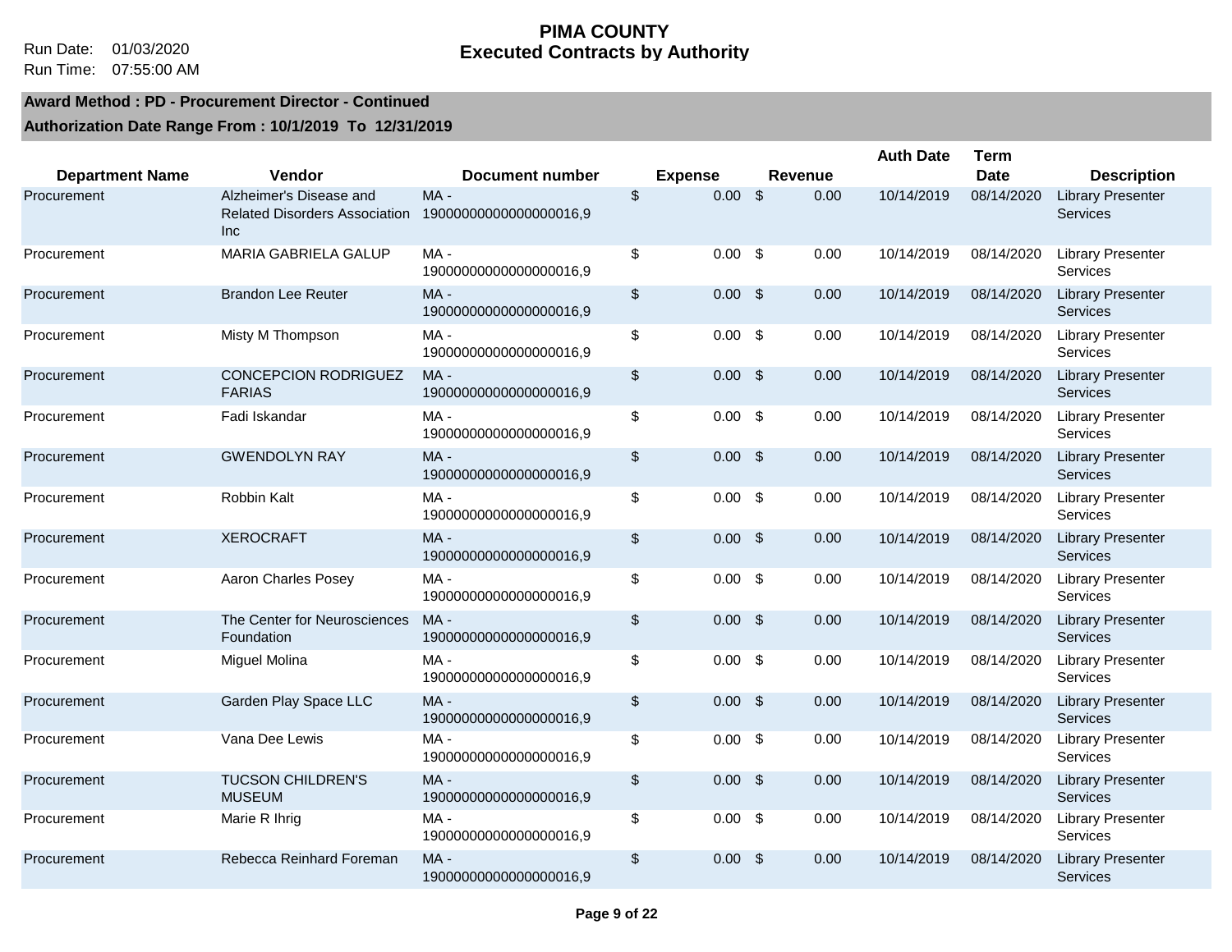# PIMA COUNTY
## Executed Contracts by Authority

Run Date: 01/03/2020
Run Time: 07:55:00 AM

**Award Method : PD - Procurement Director - Continued**

**Authorization Date Range From : 10/1/2019 To 12/31/2019**

| Department Name | Vendor | Document number | Expense | Revenue | Auth Date | Term Date | Description |
|---|---|---|---|---|---|---|---|
| Procurement | Alzheimer's Disease and Related Disorders Association Inc | MA - 19000000000000000016,9 | $ 0.00 | $ 0.00 | 10/14/2019 | 08/14/2020 | Library Presenter Services |
| Procurement | MARIA GABRIELA GALUP | MA - 19000000000000000016,9 | $ 0.00 | $ 0.00 | 10/14/2019 | 08/14/2020 | Library Presenter Services |
| Procurement | Brandon Lee Reuter | MA - 19000000000000000016,9 | $ 0.00 | $ 0.00 | 10/14/2019 | 08/14/2020 | Library Presenter Services |
| Procurement | Misty M Thompson | MA - 19000000000000000016,9 | $ 0.00 | $ 0.00 | 10/14/2019 | 08/14/2020 | Library Presenter Services |
| Procurement | CONCEPCION RODRIGUEZ FARIAS | MA - 19000000000000000016,9 | $ 0.00 | $ 0.00 | 10/14/2019 | 08/14/2020 | Library Presenter Services |
| Procurement | Fadi Iskandar | MA - 19000000000000000016,9 | $ 0.00 | $ 0.00 | 10/14/2019 | 08/14/2020 | Library Presenter Services |
| Procurement | GWENDOLYN RAY | MA - 19000000000000000016,9 | $ 0.00 | $ 0.00 | 10/14/2019 | 08/14/2020 | Library Presenter Services |
| Procurement | Robbin Kalt | MA - 19000000000000000016,9 | $ 0.00 | $ 0.00 | 10/14/2019 | 08/14/2020 | Library Presenter Services |
| Procurement | XEROCRAFT | MA - 19000000000000000016,9 | $ 0.00 | $ 0.00 | 10/14/2019 | 08/14/2020 | Library Presenter Services |
| Procurement | Aaron Charles Posey | MA - 19000000000000000016,9 | $ 0.00 | $ 0.00 | 10/14/2019 | 08/14/2020 | Library Presenter Services |
| Procurement | The Center for Neurosciences Foundation | MA - 19000000000000000016,9 | $ 0.00 | $ 0.00 | 10/14/2019 | 08/14/2020 | Library Presenter Services |
| Procurement | Miguel Molina | MA - 19000000000000000016,9 | $ 0.00 | $ 0.00 | 10/14/2019 | 08/14/2020 | Library Presenter Services |
| Procurement | Garden Play Space LLC | MA - 19000000000000000016,9 | $ 0.00 | $ 0.00 | 10/14/2019 | 08/14/2020 | Library Presenter Services |
| Procurement | Vana Dee Lewis | MA - 19000000000000000016,9 | $ 0.00 | $ 0.00 | 10/14/2019 | 08/14/2020 | Library Presenter Services |
| Procurement | TUCSON CHILDREN'S MUSEUM | MA - 19000000000000000016,9 | $ 0.00 | $ 0.00 | 10/14/2019 | 08/14/2020 | Library Presenter Services |
| Procurement | Marie R Ihrig | MA - 19000000000000000016,9 | $ 0.00 | $ 0.00 | 10/14/2019 | 08/14/2020 | Library Presenter Services |
| Procurement | Rebecca Reinhard Foreman | MA - 19000000000000000016,9 | $ 0.00 | $ 0.00 | 10/14/2019 | 08/14/2020 | Library Presenter Services |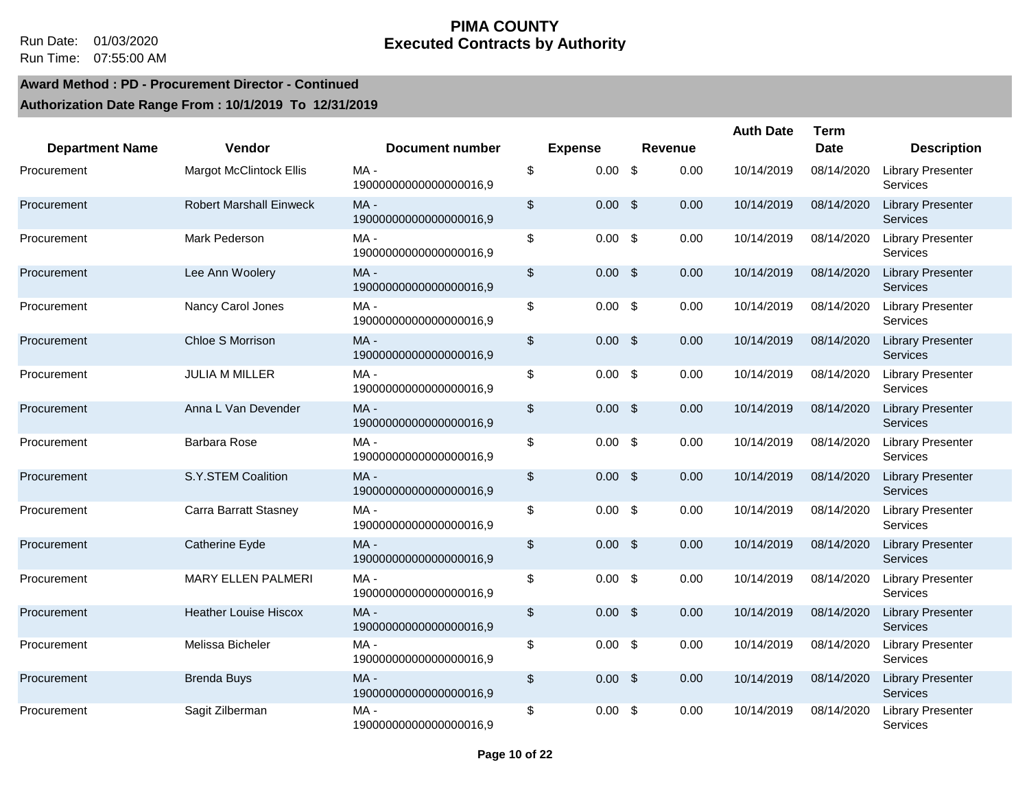Run Date: 01/03/2020
Run Time: 07:55:00 AM

# PIMA COUNTY
## Executed Contracts by Authority

**Award Method : PD - Procurement Director - Continued**
**Authorization Date Range From : 10/1/2019 To 12/31/2019**

| Department Name | Vendor | Document number | Expense | Revenue | Auth Date | Term Date | Description |
|---|---|---|---|---|---|---|---|
| Procurement | Margot McClintock Ellis | MA - 19000000000000000016,9 | $ 0.00 | $ 0.00 | 10/14/2019 | 08/14/2020 | Library Presenter Services |
| Procurement | Robert Marshall Einweck | MA - 19000000000000000016,9 | $ 0.00 | $ 0.00 | 10/14/2019 | 08/14/2020 | Library Presenter Services |
| Procurement | Mark Pederson | MA - 19000000000000000016,9 | $ 0.00 | $ 0.00 | 10/14/2019 | 08/14/2020 | Library Presenter Services |
| Procurement | Lee Ann Woolery | MA - 19000000000000000016,9 | $ 0.00 | $ 0.00 | 10/14/2019 | 08/14/2020 | Library Presenter Services |
| Procurement | Nancy Carol Jones | MA - 19000000000000000016,9 | $ 0.00 | $ 0.00 | 10/14/2019 | 08/14/2020 | Library Presenter Services |
| Procurement | Chloe S Morrison | MA - 19000000000000000016,9 | $ 0.00 | $ 0.00 | 10/14/2019 | 08/14/2020 | Library Presenter Services |
| Procurement | JULIA M MILLER | MA - 19000000000000000016,9 | $ 0.00 | $ 0.00 | 10/14/2019 | 08/14/2020 | Library Presenter Services |
| Procurement | Anna L Van Devender | MA - 19000000000000000016,9 | $ 0.00 | $ 0.00 | 10/14/2019 | 08/14/2020 | Library Presenter Services |
| Procurement | Barbara Rose | MA - 19000000000000000016,9 | $ 0.00 | $ 0.00 | 10/14/2019 | 08/14/2020 | Library Presenter Services |
| Procurement | S.Y.STEM Coalition | MA - 19000000000000000016,9 | $ 0.00 | $ 0.00 | 10/14/2019 | 08/14/2020 | Library Presenter Services |
| Procurement | Carra Barratt Stasney | MA - 19000000000000000016,9 | $ 0.00 | $ 0.00 | 10/14/2019 | 08/14/2020 | Library Presenter Services |
| Procurement | Catherine Eyde | MA - 19000000000000000016,9 | $ 0.00 | $ 0.00 | 10/14/2019 | 08/14/2020 | Library Presenter Services |
| Procurement | MARY ELLEN PALMERI | MA - 19000000000000000016,9 | $ 0.00 | $ 0.00 | 10/14/2019 | 08/14/2020 | Library Presenter Services |
| Procurement | Heather Louise Hiscox | MA - 19000000000000000016,9 | $ 0.00 | $ 0.00 | 10/14/2019 | 08/14/2020 | Library Presenter Services |
| Procurement | Melissa Bicheler | MA - 19000000000000000016,9 | $ 0.00 | $ 0.00 | 10/14/2019 | 08/14/2020 | Library Presenter Services |
| Procurement | Brenda Buys | MA - 19000000000000000016,9 | $ 0.00 | $ 0.00 | 10/14/2019 | 08/14/2020 | Library Presenter Services |
| Procurement | Sagit Zilberman | MA - 19000000000000000016,9 | $ 0.00 | $ 0.00 | 10/14/2019 | 08/14/2020 | Library Presenter Services |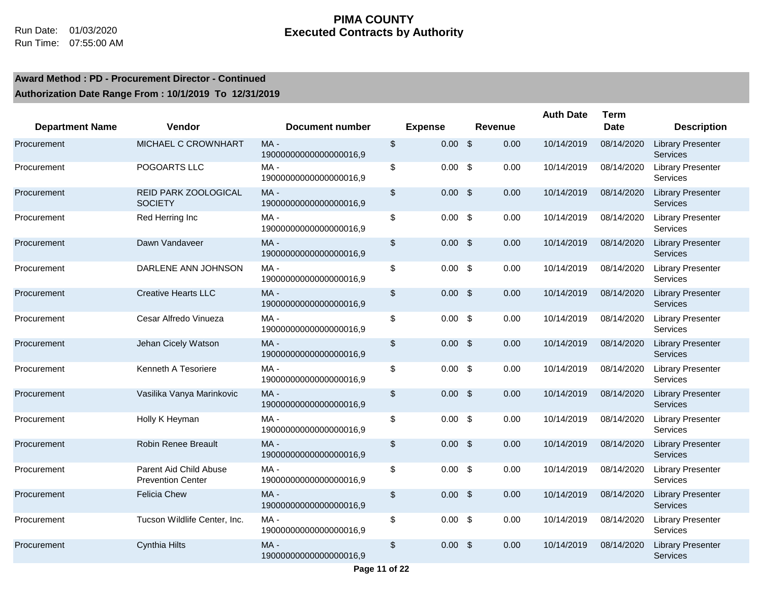Run Date: 01/03/2020
Run Time: 07:55:00 AM

# PIMA COUNTY
## Executed Contracts by Authority

**Award Method : PD - Procurement Director - Continued**
**Authorization Date Range From : 10/1/2019 To 12/31/2019**

| Department Name | Vendor | Document number | Expense | Revenue | Auth Date | Term Date | Description |
|---|---|---|---|---|---|---|---|
| Procurement | MICHAEL C CROWNHART | MA - 19000000000000000016,9 | $ 0.00 | $ 0.00 | 10/14/2019 | 08/14/2020 | Library Presenter Services |
| Procurement | POGOARTS LLC | MA - 19000000000000000016,9 | $ 0.00 | $ 0.00 | 10/14/2019 | 08/14/2020 | Library Presenter Services |
| Procurement | REID PARK ZOOLOGICAL SOCIETY | MA - 19000000000000000016,9 | $ 0.00 | $ 0.00 | 10/14/2019 | 08/14/2020 | Library Presenter Services |
| Procurement | Red Herring Inc | MA - 19000000000000000016,9 | $ 0.00 | $ 0.00 | 10/14/2019 | 08/14/2020 | Library Presenter Services |
| Procurement | Dawn Vandaveer | MA - 19000000000000000016,9 | $ 0.00 | $ 0.00 | 10/14/2019 | 08/14/2020 | Library Presenter Services |
| Procurement | DARLENE ANN JOHNSON | MA - 19000000000000000016,9 | $ 0.00 | $ 0.00 | 10/14/2019 | 08/14/2020 | Library Presenter Services |
| Procurement | Creative Hearts LLC | MA - 19000000000000000016,9 | $ 0.00 | $ 0.00 | 10/14/2019 | 08/14/2020 | Library Presenter Services |
| Procurement | Cesar Alfredo Vinueza | MA - 19000000000000000016,9 | $ 0.00 | $ 0.00 | 10/14/2019 | 08/14/2020 | Library Presenter Services |
| Procurement | Jehan Cicely Watson | MA - 19000000000000000016,9 | $ 0.00 | $ 0.00 | 10/14/2019 | 08/14/2020 | Library Presenter Services |
| Procurement | Kenneth A Tesoriere | MA - 19000000000000000016,9 | $ 0.00 | $ 0.00 | 10/14/2019 | 08/14/2020 | Library Presenter Services |
| Procurement | Vasilika Vanya Marinkovic | MA - 19000000000000000016,9 | $ 0.00 | $ 0.00 | 10/14/2019 | 08/14/2020 | Library Presenter Services |
| Procurement | Holly K Heyman | MA - 19000000000000000016,9 | $ 0.00 | $ 0.00 | 10/14/2019 | 08/14/2020 | Library Presenter Services |
| Procurement | Robin Renee Breault | MA - 19000000000000000016,9 | $ 0.00 | $ 0.00 | 10/14/2019 | 08/14/2020 | Library Presenter Services |
| Procurement | Parent Aid Child Abuse Prevention Center | MA - 19000000000000000016,9 | $ 0.00 | $ 0.00 | 10/14/2019 | 08/14/2020 | Library Presenter Services |
| Procurement | Felicia Chew | MA - 19000000000000000016,9 | $ 0.00 | $ 0.00 | 10/14/2019 | 08/14/2020 | Library Presenter Services |
| Procurement | Tucson Wildlife Center, Inc. | MA - 19000000000000000016,9 | $ 0.00 | $ 0.00 | 10/14/2019 | 08/14/2020 | Library Presenter Services |
| Procurement | Cynthia Hilts | MA - 19000000000000000016,9 | $ 0.00 | $ 0.00 | 10/14/2019 | 08/14/2020 | Library Presenter Services |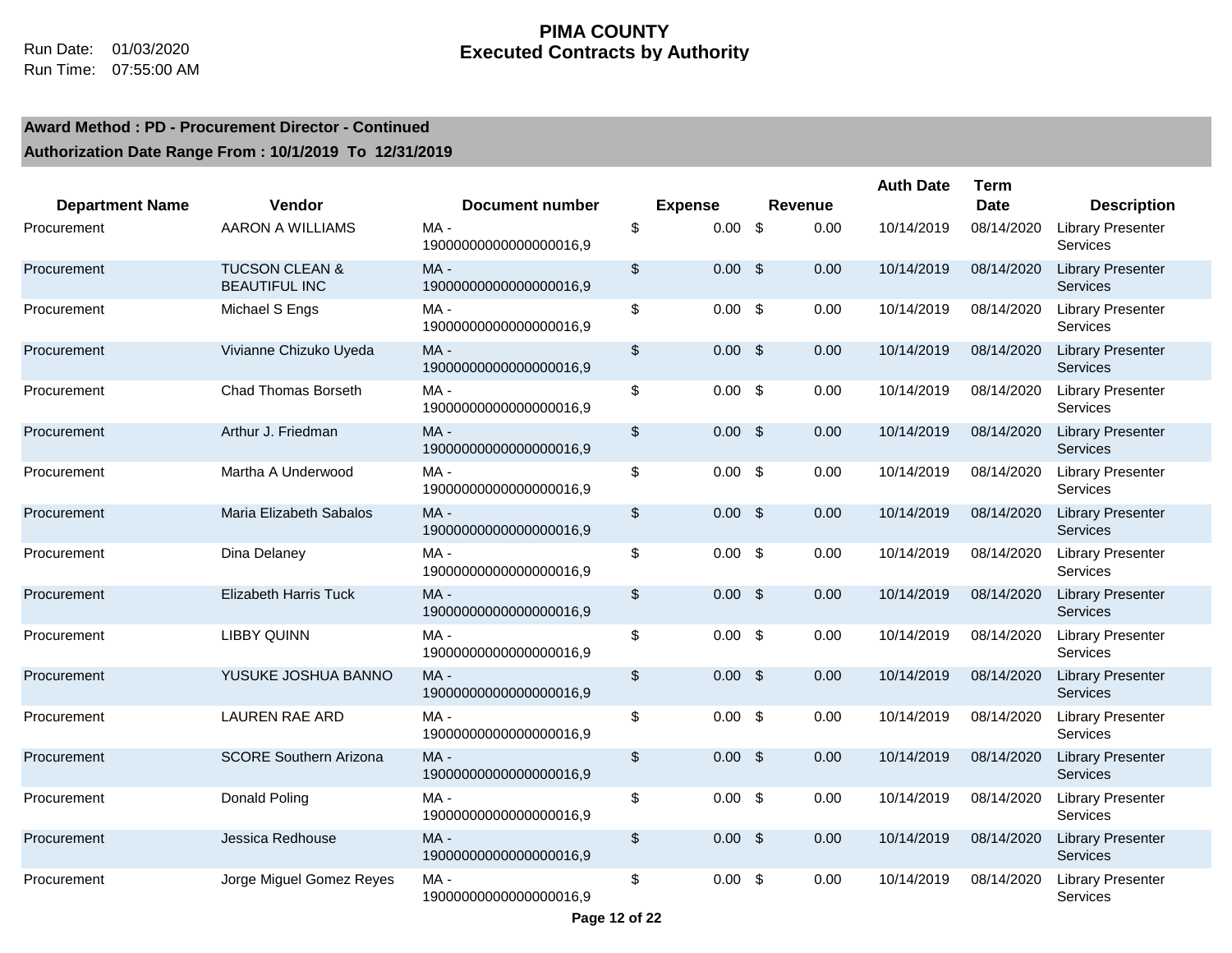# PIMA COUNTY
## Executed Contracts by Authority

Run Date: 01/03/2020
Run Time: 07:55:00 AM

**Award Method : PD - Procurement Director - Continued**
**Authorization Date Range From : 10/1/2019 To 12/31/2019**

| Department Name | Vendor | Document number | Expense | Revenue | Auth Date | Term Date | Description |
|---|---|---|---|---|---|---|---|
| Procurement | AARON A WILLIAMS | MA - 19000000000000000016,9 | $ 0.00 | $ 0.00 | 10/14/2019 | 08/14/2020 | Library Presenter Services |
| Procurement | TUCSON CLEAN & BEAUTIFUL INC | MA - 19000000000000000016,9 | $ 0.00 | $ 0.00 | 10/14/2019 | 08/14/2020 | Library Presenter Services |
| Procurement | Michael S Engs | MA - 19000000000000000016,9 | $ 0.00 | $ 0.00 | 10/14/2019 | 08/14/2020 | Library Presenter Services |
| Procurement | Vivianne Chizuko Uyeda | MA - 19000000000000000016,9 | $ 0.00 | $ 0.00 | 10/14/2019 | 08/14/2020 | Library Presenter Services |
| Procurement | Chad Thomas Borseth | MA - 19000000000000000016,9 | $ 0.00 | $ 0.00 | 10/14/2019 | 08/14/2020 | Library Presenter Services |
| Procurement | Arthur J. Friedman | MA - 19000000000000000016,9 | $ 0.00 | $ 0.00 | 10/14/2019 | 08/14/2020 | Library Presenter Services |
| Procurement | Martha A Underwood | MA - 19000000000000000016,9 | $ 0.00 | $ 0.00 | 10/14/2019 | 08/14/2020 | Library Presenter Services |
| Procurement | Maria Elizabeth Sabalos | MA - 19000000000000000016,9 | $ 0.00 | $ 0.00 | 10/14/2019 | 08/14/2020 | Library Presenter Services |
| Procurement | Dina Delaney | MA - 19000000000000000016,9 | $ 0.00 | $ 0.00 | 10/14/2019 | 08/14/2020 | Library Presenter Services |
| Procurement | Elizabeth Harris Tuck | MA - 19000000000000000016,9 | $ 0.00 | $ 0.00 | 10/14/2019 | 08/14/2020 | Library Presenter Services |
| Procurement | LIBBY QUINN | MA - 19000000000000000016,9 | $ 0.00 | $ 0.00 | 10/14/2019 | 08/14/2020 | Library Presenter Services |
| Procurement | YUSUKE JOSHUA BANNO | MA - 19000000000000000016,9 | $ 0.00 | $ 0.00 | 10/14/2019 | 08/14/2020 | Library Presenter Services |
| Procurement | LAUREN RAE ARD | MA - 19000000000000000016,9 | $ 0.00 | $ 0.00 | 10/14/2019 | 08/14/2020 | Library Presenter Services |
| Procurement | SCORE Southern Arizona | MA - 19000000000000000016,9 | $ 0.00 | $ 0.00 | 10/14/2019 | 08/14/2020 | Library Presenter Services |
| Procurement | Donald Poling | MA - 19000000000000000016,9 | $ 0.00 | $ 0.00 | 10/14/2019 | 08/14/2020 | Library Presenter Services |
| Procurement | Jessica Redhouse | MA - 19000000000000000016,9 | $ 0.00 | $ 0.00 | 10/14/2019 | 08/14/2020 | Library Presenter Services |
| Procurement | Jorge Miguel Gomez Reyes | MA - 19000000000000000016,9 | $ 0.00 | $ 0.00 | 10/14/2019 | 08/14/2020 | Library Presenter Services |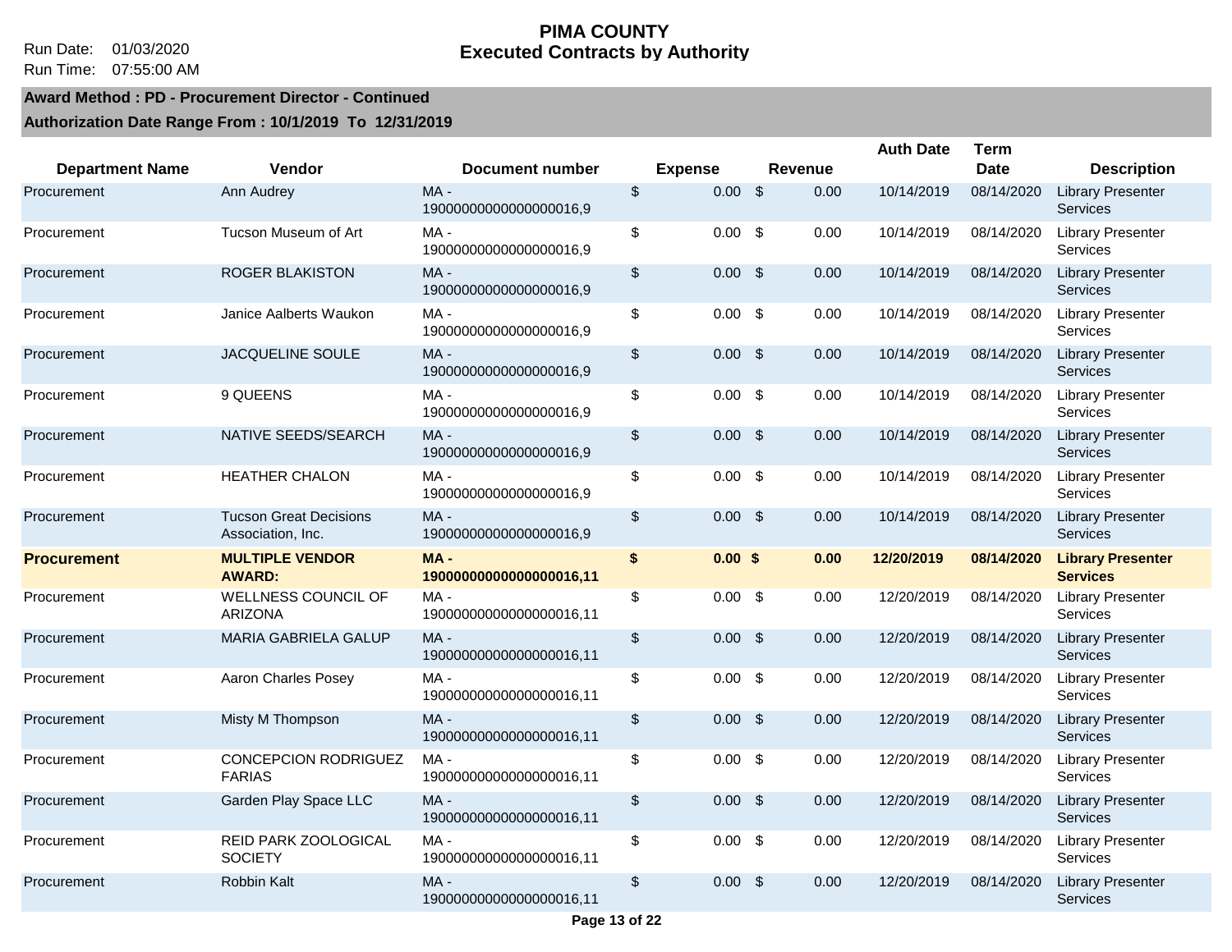# PIMA COUNTY
## Executed Contracts by Authority

Run Date: 01/03/2020
Run Time: 07:55:00 AM

**Award Method : PD - Procurement Director - Continued**

**Authorization Date Range From : 10/1/2019 To 12/31/2019**

| Department Name | Vendor | Document number | Expense | Revenue | Auth Date | Term Date | Description |
|---|---|---|---|---|---|---|---|
| Procurement | Ann Audrey | MA - 19000000000000000016,9 | $ 0.00 | $ 0.00 | 10/14/2019 | 08/14/2020 | Library Presenter Services |
| Procurement | Tucson Museum of Art | MA - 19000000000000000016,9 | $ 0.00 | $ 0.00 | 10/14/2019 | 08/14/2020 | Library Presenter Services |
| Procurement | ROGER BLAKISTON | MA - 19000000000000000016,9 | $ 0.00 | $ 0.00 | 10/14/2019 | 08/14/2020 | Library Presenter Services |
| Procurement | Janice Aalberts Waukon | MA - 19000000000000000016,9 | $ 0.00 | $ 0.00 | 10/14/2019 | 08/14/2020 | Library Presenter Services |
| Procurement | JACQUELINE SOULE | MA - 19000000000000000016,9 | $ 0.00 | $ 0.00 | 10/14/2019 | 08/14/2020 | Library Presenter Services |
| Procurement | 9 QUEENS | MA - 19000000000000000016,9 | $ 0.00 | $ 0.00 | 10/14/2019 | 08/14/2020 | Library Presenter Services |
| Procurement | NATIVE SEEDS/SEARCH | MA - 19000000000000000016,9 | $ 0.00 | $ 0.00 | 10/14/2019 | 08/14/2020 | Library Presenter Services |
| Procurement | HEATHER CHALON | MA - 19000000000000000016,9 | $ 0.00 | $ 0.00 | 10/14/2019 | 08/14/2020 | Library Presenter Services |
| Procurement | Tucson Great Decisions Association, Inc. | MA - 19000000000000000016,9 | $ 0.00 | $ 0.00 | 10/14/2019 | 08/14/2020 | Library Presenter Services |
| **Procurement** | **MULTIPLE VENDOR AWARD:** | **MA - 19000000000000000016,11** | **$ 0.00** | **$ 0.00** | **12/20/2019** | **08/14/2020** | **Library Presenter Services** |
| Procurement | WELLNESS COUNCIL OF ARIZONA | MA - 19000000000000000016,11 | $ 0.00 | $ 0.00 | 12/20/2019 | 08/14/2020 | Library Presenter Services |
| Procurement | MARIA GABRIELA GALUP | MA - 19000000000000000016,11 | $ 0.00 | $ 0.00 | 12/20/2019 | 08/14/2020 | Library Presenter Services |
| Procurement | Aaron Charles Posey | MA - 19000000000000000016,11 | $ 0.00 | $ 0.00 | 12/20/2019 | 08/14/2020 | Library Presenter Services |
| Procurement | Misty M Thompson | MA - 19000000000000000016,11 | $ 0.00 | $ 0.00 | 12/20/2019 | 08/14/2020 | Library Presenter Services |
| Procurement | CONCEPCION RODRIGUEZ FARIAS | MA - 19000000000000000016,11 | $ 0.00 | $ 0.00 | 12/20/2019 | 08/14/2020 | Library Presenter Services |
| Procurement | Garden Play Space LLC | MA - 19000000000000000016,11 | $ 0.00 | $ 0.00 | 12/20/2019 | 08/14/2020 | Library Presenter Services |
| Procurement | REID PARK ZOOLOGICAL SOCIETY | MA - 19000000000000000016,11 | $ 0.00 | $ 0.00 | 12/20/2019 | 08/14/2020 | Library Presenter Services |
| Procurement | Robbin Kalt | MA - 19000000000000000016,11 | $ 0.00 | $ 0.00 | 12/20/2019 | 08/14/2020 | Library Presenter Services |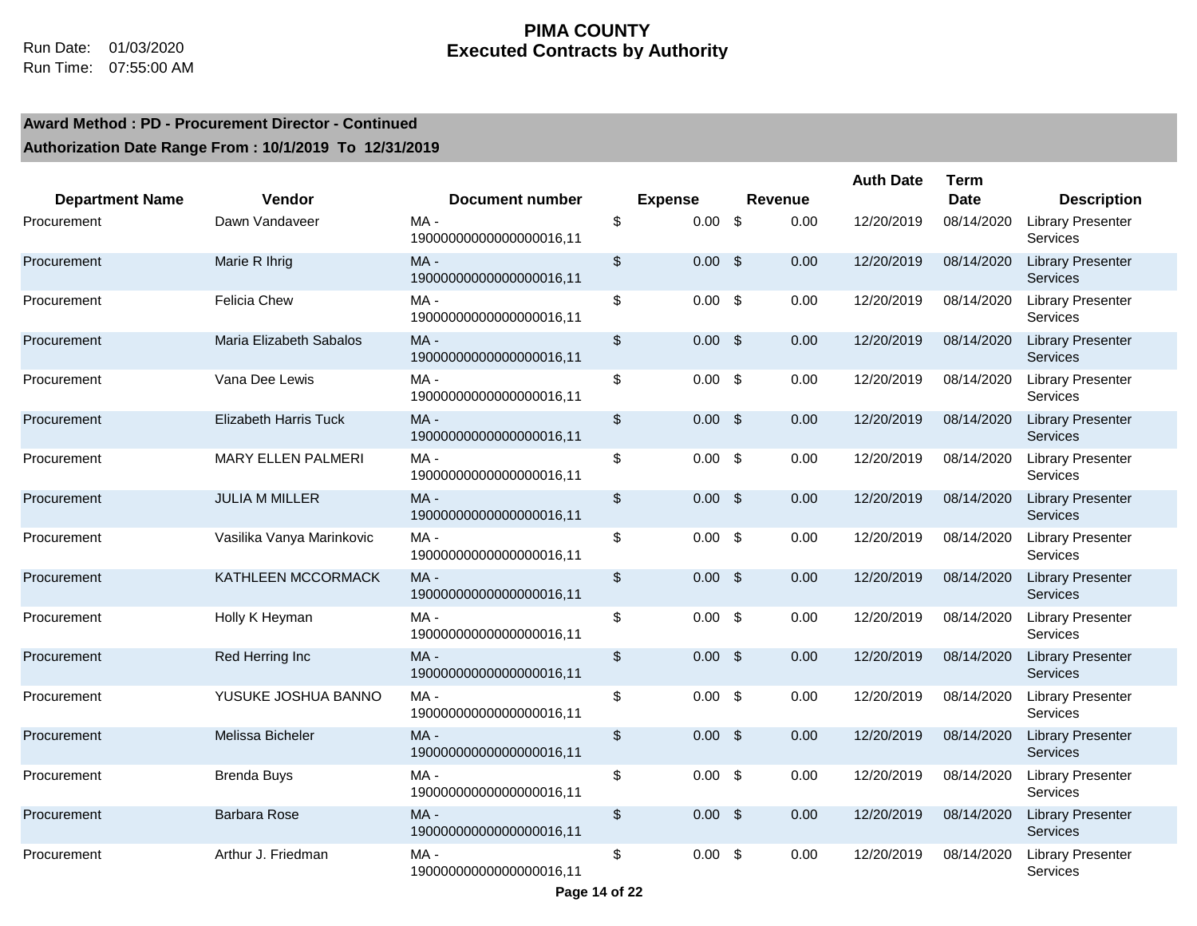# PIMA COUNTY
## Executed Contracts by Authority

Run Date: 01/03/2020
Run Time: 07:55:00 AM

**Award Method : PD - Procurement Director - Continued**
**Authorization Date Range From : 10/1/2019 To 12/31/2019**

| Department Name | Vendor | Document number | Expense | Revenue | Auth Date | Term Date | Description |
|---|---|---|---|---|---|---|---|
| Procurement | Dawn Vandaveer | MA - 19000000000000000016,11 | $ 0.00 | $ 0.00 | 12/20/2019 | 08/14/2020 | Library Presenter Services |
| Procurement | Marie R Ihrig | MA - 19000000000000000016,11 | $ 0.00 | $ 0.00 | 12/20/2019 | 08/14/2020 | Library Presenter Services |
| Procurement | Felicia Chew | MA - 19000000000000000016,11 | $ 0.00 | $ 0.00 | 12/20/2019 | 08/14/2020 | Library Presenter Services |
| Procurement | Maria Elizabeth Sabalos | MA - 19000000000000000016,11 | $ 0.00 | $ 0.00 | 12/20/2019 | 08/14/2020 | Library Presenter Services |
| Procurement | Vana Dee Lewis | MA - 19000000000000000016,11 | $ 0.00 | $ 0.00 | 12/20/2019 | 08/14/2020 | Library Presenter Services |
| Procurement | Elizabeth Harris Tuck | MA - 19000000000000000016,11 | $ 0.00 | $ 0.00 | 12/20/2019 | 08/14/2020 | Library Presenter Services |
| Procurement | MARY ELLEN PALMERI | MA - 19000000000000000016,11 | $ 0.00 | $ 0.00 | 12/20/2019 | 08/14/2020 | Library Presenter Services |
| Procurement | JULIA M MILLER | MA - 19000000000000000016,11 | $ 0.00 | $ 0.00 | 12/20/2019 | 08/14/2020 | Library Presenter Services |
| Procurement | Vasilika Vanya Marinkovic | MA - 19000000000000000016,11 | $ 0.00 | $ 0.00 | 12/20/2019 | 08/14/2020 | Library Presenter Services |
| Procurement | KATHLEEN MCCORMACK | MA - 19000000000000000016,11 | $ 0.00 | $ 0.00 | 12/20/2019 | 08/14/2020 | Library Presenter Services |
| Procurement | Holly K Heyman | MA - 19000000000000000016,11 | $ 0.00 | $ 0.00 | 12/20/2019 | 08/14/2020 | Library Presenter Services |
| Procurement | Red Herring Inc | MA - 19000000000000000016,11 | $ 0.00 | $ 0.00 | 12/20/2019 | 08/14/2020 | Library Presenter Services |
| Procurement | YUSUKE JOSHUA BANNO | MA - 19000000000000000016,11 | $ 0.00 | $ 0.00 | 12/20/2019 | 08/14/2020 | Library Presenter Services |
| Procurement | Melissa Bicheler | MA - 19000000000000000016,11 | $ 0.00 | $ 0.00 | 12/20/2019 | 08/14/2020 | Library Presenter Services |
| Procurement | Brenda Buys | MA - 19000000000000000016,11 | $ 0.00 | $ 0.00 | 12/20/2019 | 08/14/2020 | Library Presenter Services |
| Procurement | Barbara Rose | MA - 19000000000000000016,11 | $ 0.00 | $ 0.00 | 12/20/2019 | 08/14/2020 | Library Presenter Services |
| Procurement | Arthur J. Friedman | MA - 19000000000000000016,11 | $ 0.00 | $ 0.00 | 12/20/2019 | 08/14/2020 | Library Presenter Services |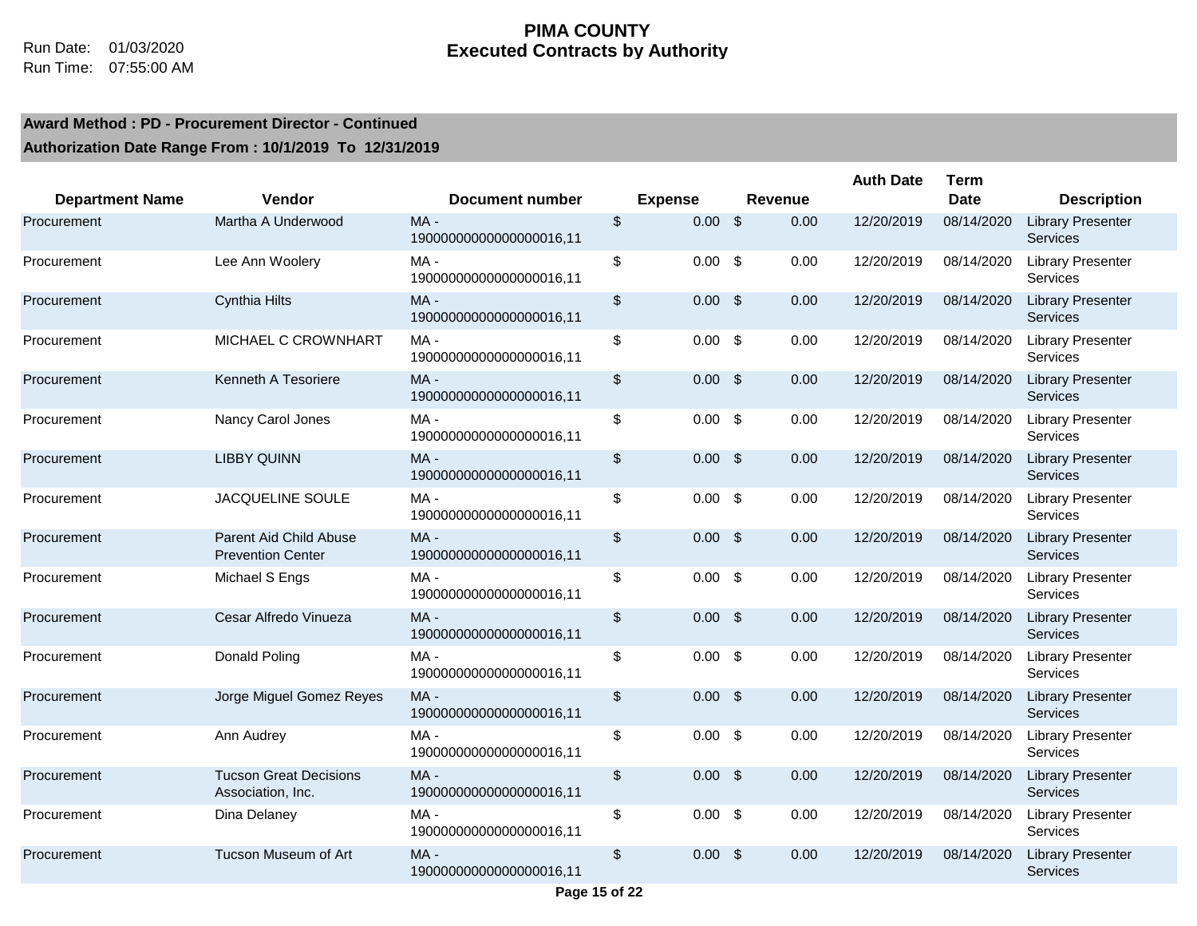# PIMA COUNTY
## Executed Contracts by Authority

Run Date: 01/03/2020
Run Time: 07:55:00 AM

**Award Method : PD - Procurement Director - Continued**

**Authorization Date Range From : 10/1/2019 To 12/31/2019**

| Department Name | Vendor | Document number | Expense | Revenue | Auth Date | Term Date | Description |
|---|---|---|---|---|---|---|---|
| Procurement | Martha A Underwood | MA - 19000000000000000016,11 | $ 0.00 | $ 0.00 | 12/20/2019 | 08/14/2020 | Library Presenter Services |
| Procurement | Lee Ann Woolery | MA - 19000000000000000016,11 | $ 0.00 | $ 0.00 | 12/20/2019 | 08/14/2020 | Library Presenter Services |
| Procurement | Cynthia Hilts | MA - 19000000000000000016,11 | $ 0.00 | $ 0.00 | 12/20/2019 | 08/14/2020 | Library Presenter Services |
| Procurement | MICHAEL C CROWNHART | MA - 19000000000000000016,11 | $ 0.00 | $ 0.00 | 12/20/2019 | 08/14/2020 | Library Presenter Services |
| Procurement | Kenneth A Tesoriere | MA - 19000000000000000016,11 | $ 0.00 | $ 0.00 | 12/20/2019 | 08/14/2020 | Library Presenter Services |
| Procurement | Nancy Carol Jones | MA - 19000000000000000016,11 | $ 0.00 | $ 0.00 | 12/20/2019 | 08/14/2020 | Library Presenter Services |
| Procurement | LIBBY QUINN | MA - 19000000000000000016,11 | $ 0.00 | $ 0.00 | 12/20/2019 | 08/14/2020 | Library Presenter Services |
| Procurement | JACQUELINE SOULE | MA - 19000000000000000016,11 | $ 0.00 | $ 0.00 | 12/20/2019 | 08/14/2020 | Library Presenter Services |
| Procurement | Parent Aid Child Abuse Prevention Center | MA - 19000000000000000016,11 | $ 0.00 | $ 0.00 | 12/20/2019 | 08/14/2020 | Library Presenter Services |
| Procurement | Michael S Engs | MA - 19000000000000000016,11 | $ 0.00 | $ 0.00 | 12/20/2019 | 08/14/2020 | Library Presenter Services |
| Procurement | Cesar Alfredo Vinueza | MA - 19000000000000000016,11 | $ 0.00 | $ 0.00 | 12/20/2019 | 08/14/2020 | Library Presenter Services |
| Procurement | Donald Poling | MA - 19000000000000000016,11 | $ 0.00 | $ 0.00 | 12/20/2019 | 08/14/2020 | Library Presenter Services |
| Procurement | Jorge Miguel Gomez Reyes | MA - 19000000000000000016,11 | $ 0.00 | $ 0.00 | 12/20/2019 | 08/14/2020 | Library Presenter Services |
| Procurement | Ann Audrey | MA - 19000000000000000016,11 | $ 0.00 | $ 0.00 | 12/20/2019 | 08/14/2020 | Library Presenter Services |
| Procurement | Tucson Great Decisions Association, Inc. | MA - 19000000000000000016,11 | $ 0.00 | $ 0.00 | 12/20/2019 | 08/14/2020 | Library Presenter Services |
| Procurement | Dina Delaney | MA - 19000000000000000016,11 | $ 0.00 | $ 0.00 | 12/20/2019 | 08/14/2020 | Library Presenter Services |
| Procurement | Tucson Museum of Art | MA - 19000000000000000016,11 | $ 0.00 | $ 0.00 | 12/20/2019 | 08/14/2020 | Library Presenter Services |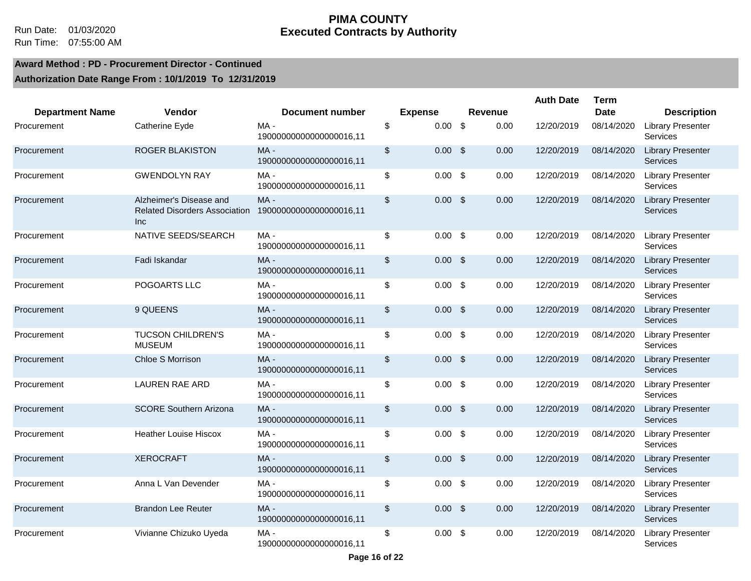## PIMA COUNTY
## Executed Contracts by Authority

Run Date: 01/03/2020
Run Time: 07:55:00 AM

**Award Method : PD - Procurement Director - Continued**
**Authorization Date Range From : 10/1/2019 To 12/31/2019**

| Department Name | Vendor | Document number | Expense | Revenue | Auth Date | Term Date | Description |
|---|---|---|---|---|---|---|---|
| Procurement | Catherine Eyde | MA - 19000000000000000016,11 | $ 0.00 | $ 0.00 | 12/20/2019 | 08/14/2020 | Library Presenter Services |
| Procurement | ROGER BLAKISTON | MA - 19000000000000000016,11 | $ 0.00 | $ 0.00 | 12/20/2019 | 08/14/2020 | Library Presenter Services |
| Procurement | GWENDOLYN RAY | MA - 19000000000000000016,11 | $ 0.00 | $ 0.00 | 12/20/2019 | 08/14/2020 | Library Presenter Services |
| Procurement | Alzheimer's Disease and Related Disorders Association Inc | MA - 19000000000000000016,11 | $ 0.00 | $ 0.00 | 12/20/2019 | 08/14/2020 | Library Presenter Services |
| Procurement | NATIVE SEEDS/SEARCH | MA - 19000000000000000016,11 | $ 0.00 | $ 0.00 | 12/20/2019 | 08/14/2020 | Library Presenter Services |
| Procurement | Fadi Iskandar | MA - 19000000000000000016,11 | $ 0.00 | $ 0.00 | 12/20/2019 | 08/14/2020 | Library Presenter Services |
| Procurement | POGOARTS LLC | MA - 19000000000000000016,11 | $ 0.00 | $ 0.00 | 12/20/2019 | 08/14/2020 | Library Presenter Services |
| Procurement | 9 QUEENS | MA - 19000000000000000016,11 | $ 0.00 | $ 0.00 | 12/20/2019 | 08/14/2020 | Library Presenter Services |
| Procurement | TUCSON CHILDREN'S MUSEUM | MA - 19000000000000000016,11 | $ 0.00 | $ 0.00 | 12/20/2019 | 08/14/2020 | Library Presenter Services |
| Procurement | Chloe S Morrison | MA - 19000000000000000016,11 | $ 0.00 | $ 0.00 | 12/20/2019 | 08/14/2020 | Library Presenter Services |
| Procurement | LAUREN RAE ARD | MA - 19000000000000000016,11 | $ 0.00 | $ 0.00 | 12/20/2019 | 08/14/2020 | Library Presenter Services |
| Procurement | SCORE Southern Arizona | MA - 19000000000000000016,11 | $ 0.00 | $ 0.00 | 12/20/2019 | 08/14/2020 | Library Presenter Services |
| Procurement | Heather Louise Hiscox | MA - 19000000000000000016,11 | $ 0.00 | $ 0.00 | 12/20/2019 | 08/14/2020 | Library Presenter Services |
| Procurement | XEROCRAFT | MA - 19000000000000000016,11 | $ 0.00 | $ 0.00 | 12/20/2019 | 08/14/2020 | Library Presenter Services |
| Procurement | Anna L Van Devender | MA - 19000000000000000016,11 | $ 0.00 | $ 0.00 | 12/20/2019 | 08/14/2020 | Library Presenter Services |
| Procurement | Brandon Lee Reuter | MA - 19000000000000000016,11 | $ 0.00 | $ 0.00 | 12/20/2019 | 08/14/2020 | Library Presenter Services |
| Procurement | Vivianne Chizuko Uyeda | MA - 19000000000000000016,11 | $ 0.00 | $ 0.00 | 12/20/2019 | 08/14/2020 | Library Presenter Services |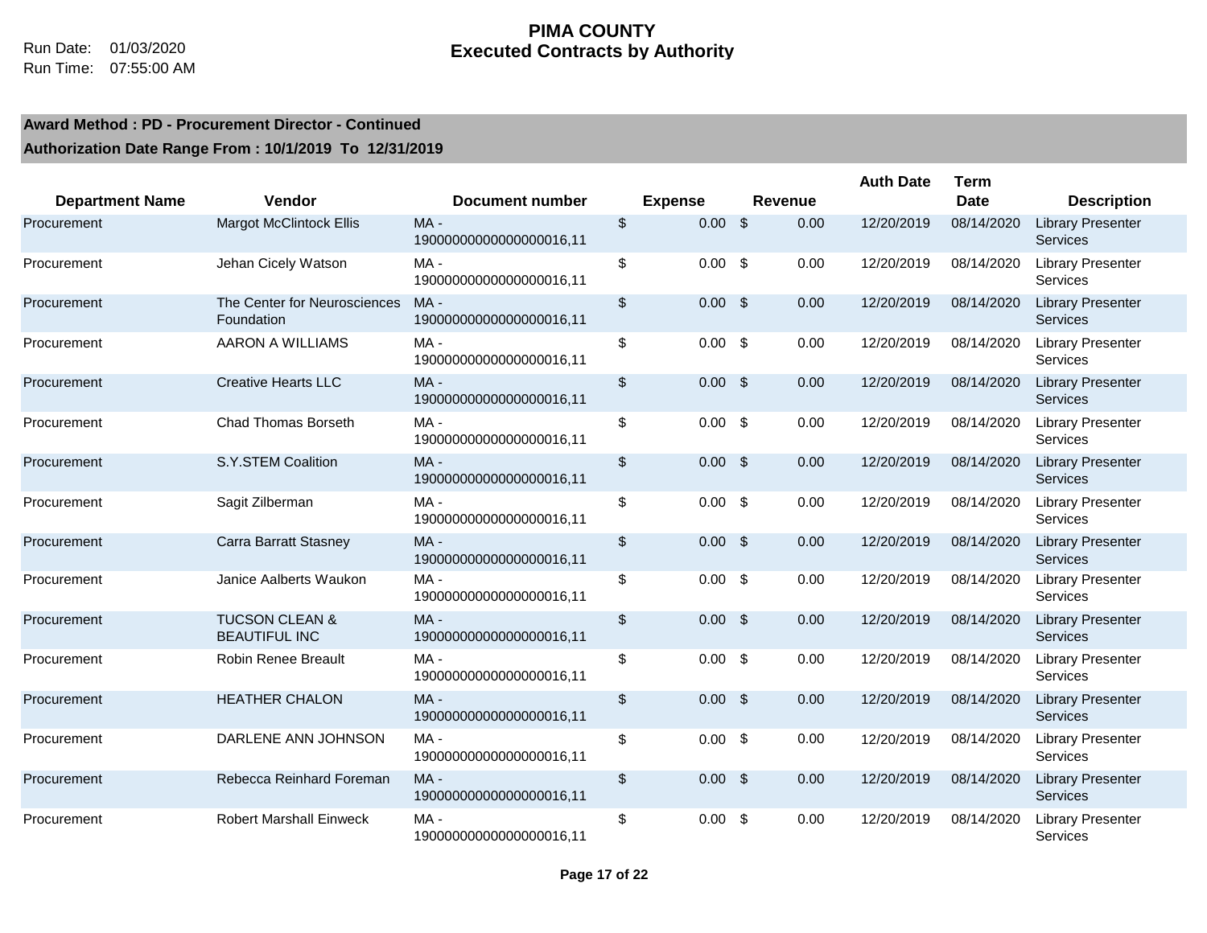# PIMA COUNTY
## Executed Contracts by Authority

Run Date: 01/03/2020
Run Time: 07:55:00 AM

**Award Method : PD - Procurement Director - Continued**
**Authorization Date Range From : 10/1/2019 To 12/31/2019**

| Department Name | Vendor | Document number | Expense | Revenue | Auth Date | Term Date | Description |
|---|---|---|---|---|---|---|---|
| Procurement | Margot McClintock Ellis | MA - 19000000000000000016,11 | $ 0.00 | $ 0.00 | 12/20/2019 | 08/14/2020 | Library Presenter Services |
| Procurement | Jehan Cicely Watson | MA - 19000000000000000016,11 | $ 0.00 | $ 0.00 | 12/20/2019 | 08/14/2020 | Library Presenter Services |
| Procurement | The Center for Neurosciences Foundation | MA - 19000000000000000016,11 | $ 0.00 | $ 0.00 | 12/20/2019 | 08/14/2020 | Library Presenter Services |
| Procurement | AARON A WILLIAMS | MA - 19000000000000000016,11 | $ 0.00 | $ 0.00 | 12/20/2019 | 08/14/2020 | Library Presenter Services |
| Procurement | Creative Hearts LLC | MA - 19000000000000000016,11 | $ 0.00 | $ 0.00 | 12/20/2019 | 08/14/2020 | Library Presenter Services |
| Procurement | Chad Thomas Borseth | MA - 19000000000000000016,11 | $ 0.00 | $ 0.00 | 12/20/2019 | 08/14/2020 | Library Presenter Services |
| Procurement | S.Y.STEM Coalition | MA - 19000000000000000016,11 | $ 0.00 | $ 0.00 | 12/20/2019 | 08/14/2020 | Library Presenter Services |
| Procurement | Sagit Zilberman | MA - 19000000000000000016,11 | $ 0.00 | $ 0.00 | 12/20/2019 | 08/14/2020 | Library Presenter Services |
| Procurement | Carra Barratt Stasney | MA - 19000000000000000016,11 | $ 0.00 | $ 0.00 | 12/20/2019 | 08/14/2020 | Library Presenter Services |
| Procurement | Janice Aalberts Waukon | MA - 19000000000000000016,11 | $ 0.00 | $ 0.00 | 12/20/2019 | 08/14/2020 | Library Presenter Services |
| Procurement | TUCSON CLEAN & BEAUTIFUL INC | MA - 19000000000000000016,11 | $ 0.00 | $ 0.00 | 12/20/2019 | 08/14/2020 | Library Presenter Services |
| Procurement | Robin Renee Breault | MA - 19000000000000000016,11 | $ 0.00 | $ 0.00 | 12/20/2019 | 08/14/2020 | Library Presenter Services |
| Procurement | HEATHER CHALON | MA - 19000000000000000016,11 | $ 0.00 | $ 0.00 | 12/20/2019 | 08/14/2020 | Library Presenter Services |
| Procurement | DARLENE ANN JOHNSON | MA - 19000000000000000016,11 | $ 0.00 | $ 0.00 | 12/20/2019 | 08/14/2020 | Library Presenter Services |
| Procurement | Rebecca Reinhard Foreman | MA - 19000000000000000016,11 | $ 0.00 | $ 0.00 | 12/20/2019 | 08/14/2020 | Library Presenter Services |
| Procurement | Robert Marshall Einweck | MA - 19000000000000000016,11 | $ 0.00 | $ 0.00 | 12/20/2019 | 08/14/2020 | Library Presenter Services |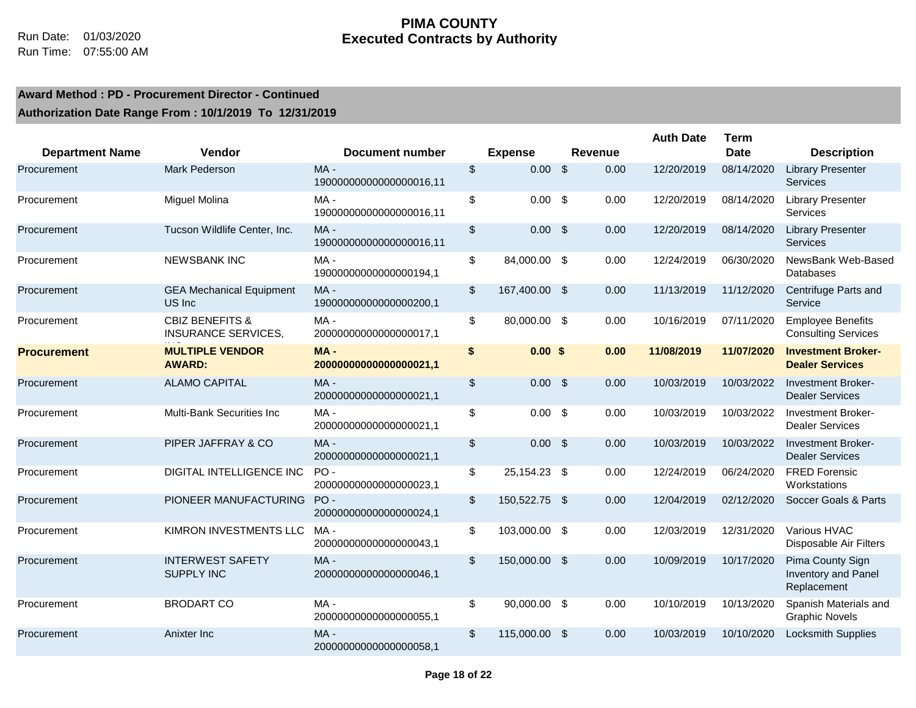# PIMA COUNTY
## Executed Contracts by Authority

Run Date: 01/03/2020
Run Time: 07:55:00 AM

**Award Method : PD - Procurement Director - Continued**
**Authorization Date Range From : 10/1/2019 To 12/31/2019**

| Department Name | Vendor | Document number | Expense | Revenue | Auth Date | Term Date | Description |
|---|---|---|---|---|---|---|---|
| Procurement | Mark Pederson | MA - 19000000000000000016,11 | $ 0.00 | $ 0.00 | 12/20/2019 | 08/14/2020 | Library Presenter Services |
| Procurement | Miguel Molina | MA - 19000000000000000016,11 | $ 0.00 | $ 0.00 | 12/20/2019 | 08/14/2020 | Library Presenter Services |
| Procurement | Tucson Wildlife Center, Inc. | MA - 19000000000000000016,11 | $ 0.00 | $ 0.00 | 12/20/2019 | 08/14/2020 | Library Presenter Services |
| Procurement | NEWSBANK INC | MA - 19000000000000000194,1 | $ 84,000.00 | $ 0.00 | 12/24/2019 | 06/30/2020 | NewsBank Web-Based Databases |
| Procurement | GEA Mechanical Equipment US Inc | MA - 19000000000000000200,1 | $ 167,400.00 | $ 0.00 | 11/13/2019 | 11/12/2020 | Centrifuge Parts and Service |
| Procurement | CBIZ BENEFITS & INSURANCE SERVICES, INC | MA - 20000000000000000017,1 | $ 80,000.00 | $ 0.00 | 10/16/2019 | 07/11/2020 | Employee Benefits Consulting Services |
| **Procurement** | **MULTIPLE VENDOR AWARD:** | **MA - 20000000000000000021,1** | **$ 0.00** | **$ 0.00** | **11/08/2019** | **11/07/2020** | **Investment Broker-Dealer Services** |
| Procurement | ALAMO CAPITAL | MA - 20000000000000000021,1 | $ 0.00 | $ 0.00 | 10/03/2019 | 10/03/2022 | Investment Broker-Dealer Services |
| Procurement | Multi-Bank Securities Inc | MA - 20000000000000000021,1 | $ 0.00 | $ 0.00 | 10/03/2019 | 10/03/2022 | Investment Broker-Dealer Services |
| Procurement | PIPER JAFFRAY & CO | MA - 20000000000000000021,1 | $ 0.00 | $ 0.00 | 10/03/2019 | 10/03/2022 | Investment Broker-Dealer Services |
| Procurement | DIGITAL INTELLIGENCE INC | PO - 20000000000000000023,1 | $ 25,154.23 | $ 0.00 | 12/24/2019 | 06/24/2020 | FRED Forensic Workstations |
| Procurement | PIONEER MANUFACTURING | PO - 20000000000000000024,1 | $ 150,522.75 | $ 0.00 | 12/04/2019 | 02/12/2020 | Soccer Goals & Parts |
| Procurement | KIMRON INVESTMENTS LLC | MA - 20000000000000000043,1 | $ 103,000.00 | $ 0.00 | 12/03/2019 | 12/31/2020 | Various HVAC Disposable Air Filters |
| Procurement | INTERWEST SAFETY SUPPLY INC | MA - 20000000000000000046,1 | $ 150,000.00 | $ 0.00 | 10/09/2019 | 10/17/2020 | Pima County Sign Inventory and Panel Replacement |
| Procurement | BRODART CO | MA - 20000000000000000055,1 | $ 90,000.00 | $ 0.00 | 10/10/2019 | 10/13/2020 | Spanish Materials and Graphic Novels |
| Procurement | Anixter Inc | MA - 20000000000000000058,1 | $ 115,000.00 | $ 0.00 | 10/03/2019 | 10/10/2020 | Locksmith Supplies |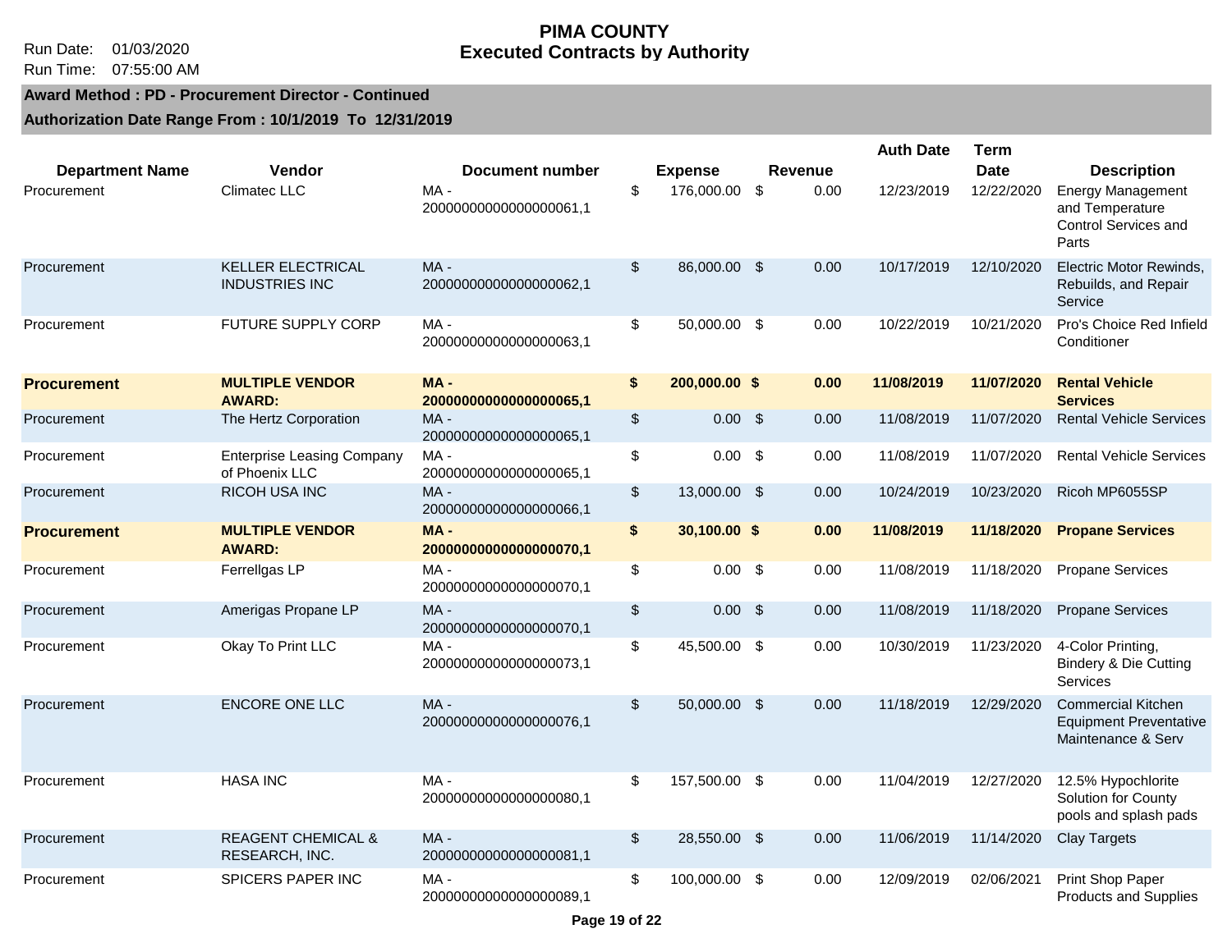# PIMA COUNTY
## Executed Contracts by Authority

Run Date: 01/03/2020
Run Time: 07:55:00 AM

**Award Method : PD - Procurement Director - Continued**

**Authorization Date Range From : 10/1/2019 To 12/31/2019**

| Department Name | Vendor | Document number | Expense | Revenue | Auth Date | Term Date | Description |
|---|---|---|---|---|---|---|---|
| Procurement | Climatec LLC | MA - 20000000000000000061,1 | $ 176,000.00 | $ 0.00 | 12/23/2019 | 12/22/2020 | Energy Management and Temperature Control Services and Parts |
| Procurement | KELLER ELECTRICAL INDUSTRIES INC | MA - 20000000000000000062,1 | $ 86,000.00 | $ 0.00 | 10/17/2019 | 12/10/2020 | Electric Motor Rewinds, Rebuilds, and Repair Service |
| Procurement | FUTURE SUPPLY CORP | MA - 20000000000000000063,1 | $ 50,000.00 | $ 0.00 | 10/22/2019 | 10/21/2020 | Pro's Choice Red Infield Conditioner |
| **Procurement** | **MULTIPLE VENDOR AWARD:** | **MA - 20000000000000000065,1** | **$ 200,000.00** | **$ 0.00** | **11/08/2019** | **11/07/2020** | **Rental Vehicle Services** |
| Procurement | The Hertz Corporation | MA - 20000000000000000065,1 | $ 0.00 | $ 0.00 | 11/08/2019 | 11/07/2020 | Rental Vehicle Services |
| Procurement | Enterprise Leasing Company of Phoenix LLC | MA - 20000000000000000065,1 | $ 0.00 | $ 0.00 | 11/08/2019 | 11/07/2020 | Rental Vehicle Services |
| Procurement | RICOH USA INC | MA - 20000000000000000066,1 | $ 13,000.00 | $ 0.00 | 10/24/2019 | 10/23/2020 | Ricoh MP6055SP |
| **Procurement** | **MULTIPLE VENDOR AWARD:** | **MA - 20000000000000000070,1** | **$ 30,100.00** | **$ 0.00** | **11/08/2019** | **11/18/2020** | **Propane Services** |
| Procurement | Ferrellgas LP | MA - 20000000000000000070,1 | $ 0.00 | $ 0.00 | 11/08/2019 | 11/18/2020 | Propane Services |
| Procurement | Amerigas Propane LP | MA - 20000000000000000070,1 | $ 0.00 | $ 0.00 | 11/08/2019 | 11/18/2020 | Propane Services |
| Procurement | Okay To Print LLC | MA - 20000000000000000073,1 | $ 45,500.00 | $ 0.00 | 10/30/2019 | 11/23/2020 | 4-Color Printing, Bindery & Die Cutting Services |
| Procurement | ENCORE ONE LLC | MA - 20000000000000000076,1 | $ 50,000.00 | $ 0.00 | 11/18/2019 | 12/29/2020 | Commercial Kitchen Equipment Preventative Maintenance & Serv |
| Procurement | HASA INC | MA - 20000000000000000080,1 | $ 157,500.00 | $ 0.00 | 11/04/2019 | 12/27/2020 | 12.5% Hypochlorite Solution for County pools and splash pads |
| Procurement | REAGENT CHEMICAL & RESEARCH, INC. | MA - 20000000000000000081,1 | $ 28,550.00 | $ 0.00 | 11/06/2019 | 11/14/2020 | Clay Targets |
| Procurement | SPICERS PAPER INC | MA - 20000000000000000089,1 | $ 100,000.00 | $ 0.00 | 12/09/2019 | 02/06/2021 | Print Shop Paper Products and Supplies |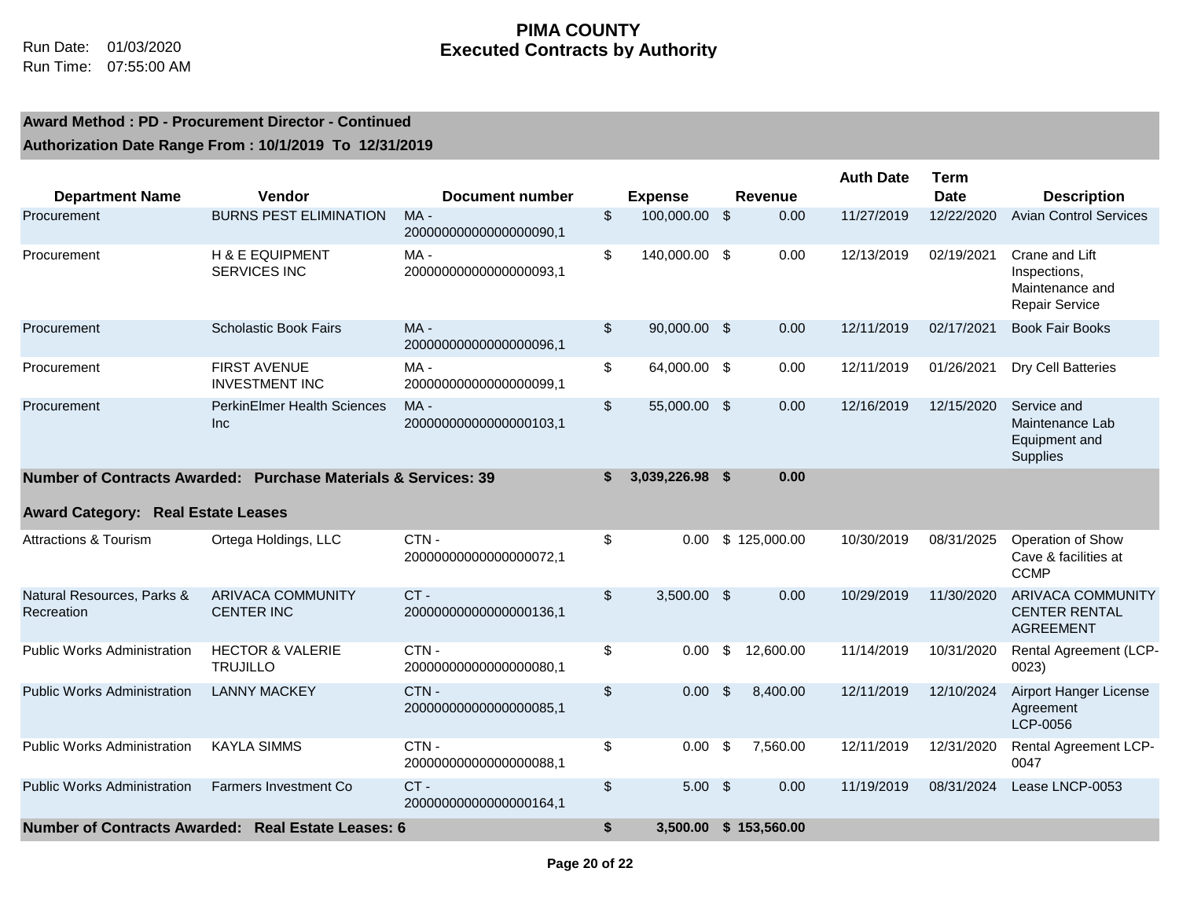# PIMA COUNTY
## Executed Contracts by Authority

Run Date: 01/03/2020
Run Time: 07:55:00 AM

**Award Method : PD - Procurement Director - Continued**

**Authorization Date Range From : 10/1/2019 To 12/31/2019**

| Department Name | Vendor | Document number | Expense | Revenue | Auth Date | Term Date | Description |
|---|---|---|---|---|---|---|---|
| Procurement | BURNS PEST ELIMINATION | MA - 20000000000000000090,1 | $ 100,000.00 | $ 0.00 | 11/27/2019 | 12/22/2020 | Avian Control Services |
| Procurement | H & E EQUIPMENT SERVICES INC | MA - 20000000000000000093,1 | $ 140,000.00 | $ 0.00 | 12/13/2019 | 02/19/2021 | Crane and Lift Inspections, Maintenance and Repair Service |
| Procurement | Scholastic Book Fairs | MA - 20000000000000000096,1 | $ 90,000.00 | $ 0.00 | 12/11/2019 | 02/17/2021 | Book Fair Books |
| Procurement | FIRST AVENUE INVESTMENT INC | MA - 20000000000000000099,1 | $ 64,000.00 | $ 0.00 | 12/11/2019 | 01/26/2021 | Dry Cell Batteries |
| Procurement | PerkinElmer Health Sciences Inc | MA - 20000000000000000103,1 | $ 55,000.00 | $ 0.00 | 12/16/2019 | 12/15/2020 | Service and Maintenance Lab Equipment and Supplies |
| **Number of Contracts Awarded: Purchase Materials & Services: 39** | | | **$ 3,039,226.98** | **$ 0.00** | | | |

**Award Category: Real Estate Leases**

| Department Name | Vendor | Document number | Expense | Revenue | Auth Date | Term Date | Description |
|---|---|---|---|---|---|---|---|
| Attractions & Tourism | Ortega Holdings, LLC | CTN - 20000000000000000072,1 | $ 0.00 | $ 125,000.00 | 10/30/2019 | 08/31/2025 | Operation of Show Cave & facilities at CCMP |
| Natural Resources, Parks & Recreation | ARIVACA COMMUNITY CENTER INC | CT - 20000000000000000136,1 | $ 3,500.00 | $ 0.00 | 10/29/2019 | 11/30/2020 | ARIVACA COMMUNITY CENTER RENTAL AGREEMENT |
| Public Works Administration | HECTOR & VALERIE TRUJILLO | CTN - 20000000000000000080,1 | $ 0.00 | $ 12,600.00 | 11/14/2019 | 10/31/2020 | Rental Agreement (LCP-0023) |
| Public Works Administration | LANNY MACKEY | CTN - 20000000000000000085,1 | $ 0.00 | $ 8,400.00 | 12/11/2019 | 12/10/2024 | Airport Hanger License Agreement LCP-0056 |
| Public Works Administration | KAYLA SIMMS | CTN - 20000000000000000088,1 | $ 0.00 | $ 7,560.00 | 12/11/2019 | 12/31/2020 | Rental Agreement LCP-0047 |
| Public Works Administration | Farmers Investment Co | CT - 20000000000000000164,1 | $ 5.00 | $ 0.00 | 11/19/2019 | 08/31/2024 | Lease LNCP-0053 |
| **Number of Contracts Awarded: Real Estate Leases: 6** | | | **$ 3,500.00** | **$ 153,560.00** | | | |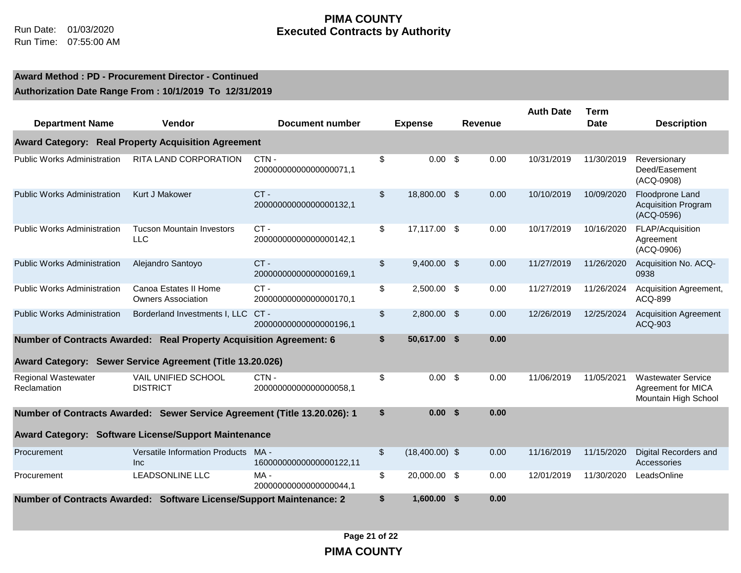# PIMA COUNTY
## Executed Contracts by Authority

Run Date: 01/03/2020
Run Time: 07:55:00 AM

**Award Method : PD - Procurement Director - Continued**
**Authorization Date Range From : 10/1/2019 To 12/31/2019**

| Department Name | Vendor | Document number | Expense | Revenue | Auth Date | Term Date | Description |
|---|---|---|---|---|---|---|---|
| **Award Category: Real Property Acquisition Agreement** | | | | | | | |
| Public Works Administration | RITA LAND CORPORATION | CTN - 20000000000000000071,1 | $ 0.00 | $ 0.00 | 10/31/2019 | 11/30/2019 | Reversionary Deed/Easement (ACQ-0908) |
| Public Works Administration | Kurt J Makower | CT - 20000000000000000132,1 | $ 18,800.00 | $ 0.00 | 10/10/2019 | 10/09/2020 | Floodprone Land Acquisition Program (ACQ-0596) |
| Public Works Administration | Tucson Mountain Investors LLC | CT - 20000000000000000142,1 | $ 17,117.00 | $ 0.00 | 10/17/2019 | 10/16/2020 | FLAP/Acquisition Agreement (ACQ-0906) |
| Public Works Administration | Alejandro Santoyo | CT - 20000000000000000169,1 | $ 9,400.00 | $ 0.00 | 11/27/2019 | 11/26/2020 | Acquisition No. ACQ-0938 |
| Public Works Administration | Canoa Estates II Home Owners Association | CT - 20000000000000000170,1 | $ 2,500.00 | $ 0.00 | 11/27/2019 | 11/26/2024 | Acquisition Agreement, ACQ-899 |
| Public Works Administration | Borderland Investments I, LLC | CT - 20000000000000000196,1 | $ 2,800.00 | $ 0.00 | 12/26/2019 | 12/25/2024 | Acquisition Agreement ACQ-903 |
| **Number of Contracts Awarded: Real Property Acquisition Agreement: 6** | | | **$ 50,617.00** | **$ 0.00** | | | |
| **Award Category: Sewer Service Agreement (Title 13.20.026)** | | | | | | | |
| Regional Wastewater Reclamation | VAIL UNIFIED SCHOOL DISTRICT | CTN - 20000000000000000058,1 | $ 0.00 | $ 0.00 | 11/06/2019 | 11/05/2021 | Wastewater Service Agreement for MICA Mountain High School |
| **Number of Contracts Awarded: Sewer Service Agreement (Title 13.20.026): 1** | | | **$ 0.00** | **$ 0.00** | | | |
| **Award Category: Software License/Support Maintenance** | | | | | | | |
| Procurement | Versatile Information Products Inc | MA - 16000000000000000122,11 | $ (18,400.00) | $ 0.00 | 11/16/2019 | 11/15/2020 | Digital Recorders and Accessories |
| Procurement | LEADSONLINE LLC | MA - 20000000000000000044,1 | $ 20,000.00 | $ 0.00 | 12/01/2019 | 11/30/2020 | LeadsOnline |
| **Number of Contracts Awarded: Software License/Support Maintenance: 2** | | | **$ 1,600.00** | **$ 0.00** | | | |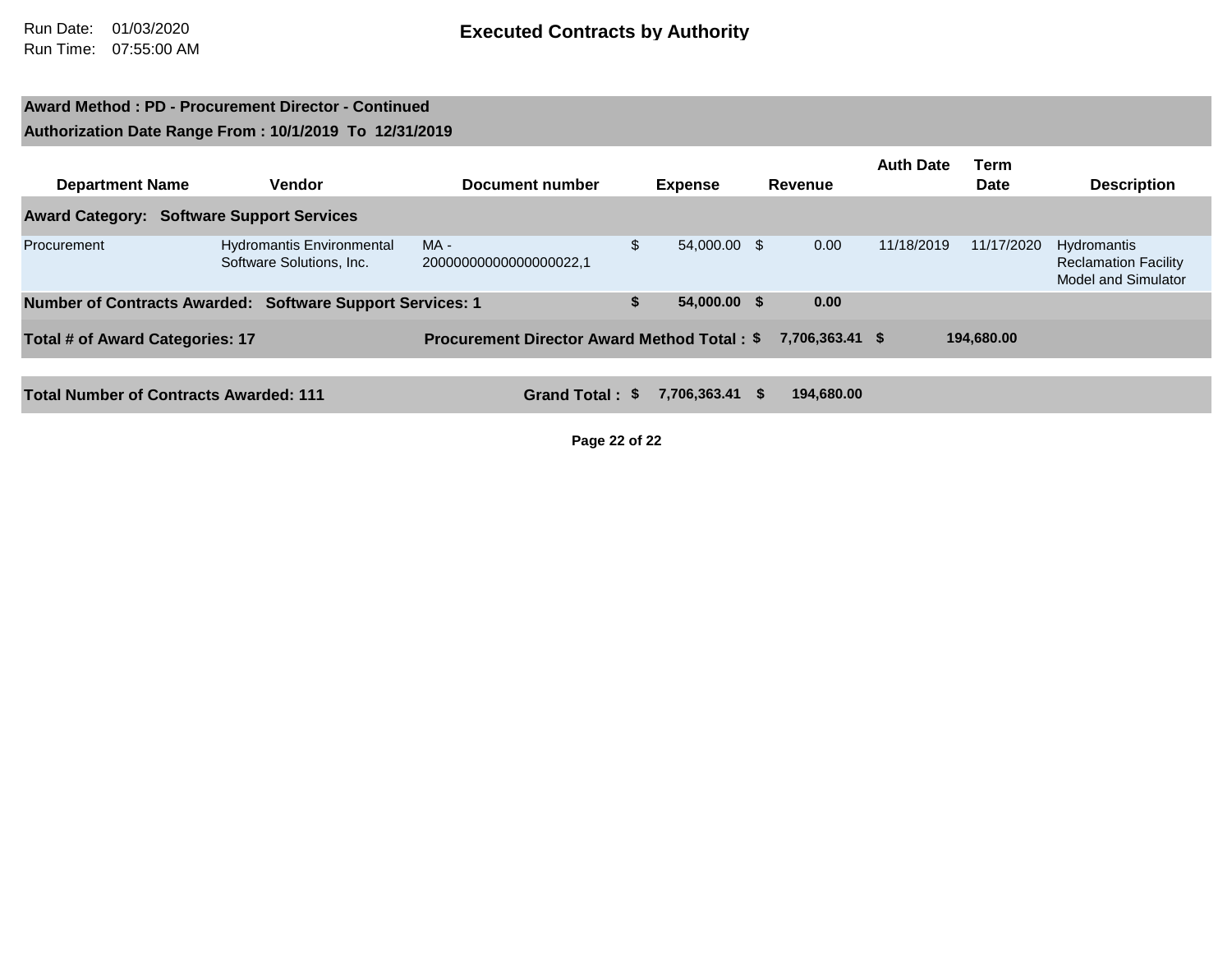Run Date: 01/03/2020
Run Time: 07:55:00 AM

# Executed Contracts by Authority

**Award Method : PD - Procurement Director - Continued**

**Authorization Date Range From : 10/1/2019 To 12/31/2019**

| Department Name | Vendor | Document number | Expense | Revenue | Auth Date | Term Date | Description |
|---|---|---|---|---|---|---|---|
| **Award Category: Software Support Services** | | | | | | | |
| Procurement | Hydromantis Environmental Software Solutions, Inc. | MA - 20000000000000000022,1 | $ 54,000.00 | $ 0.00 | 11/18/2019 | 11/17/2020 | Hydromantis Reclamation Facility Model and Simulator |
| **Number of Contracts Awarded: Software Support Services: 1** | | | **$ 54,000.00** | **$ 0.00** | | | |

| | | |
|---|---|---|
| **Total # of Award Categories: 17** | **Procurement Director Award Method Total :** | **$ 7,706,363.41** **$ 194,680.00** |
| **Total Number of Contracts Awarded: 111** | **Grand Total :** | **$ 7,706,363.41** **$ 194,680.00** |